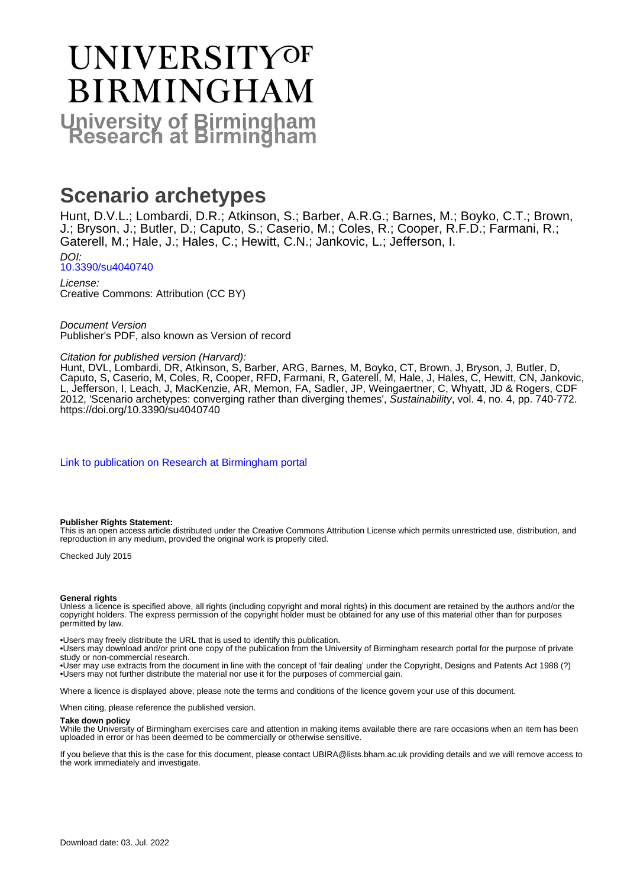# UNIVERSITY OF BIRMINGHAM

**University of Birmingham Research at Birmingham**

# Scenario archetypes

Hunt, D.V.L.; Lombardi, D.R.; Atkinson, S.; Barber, A.R.G.; Barnes, M.; Boyko, C.T.; Brown, J.; Bryson, J.; Butler, D.; Caputo, S.; Caserio, M.; Coles, R.; Cooper, R.F.D.; Farmani, R.; Gaterell, M.; Hale, J.; Hales, C.; Hewitt, C.N.; Jankovic, L.; Jefferson, I.

*DOI:*
10.3390/su4040740

*License:*
Creative Commons: Attribution (CC BY)

*Document Version*
Publisher's PDF, also known as Version of record

*Citation for published version (Harvard):*
Hunt, DVL, Lombardi, DR, Atkinson, S, Barber, ARG, Barnes, M, Boyko, CT, Brown, J, Bryson, J, Butler, D, Caputo, S, Caserio, M, Coles, R, Cooper, RFD, Farmani, R, Gaterell, M, Hale, J, Hales, C, Hewitt, CN, Jankovic, L, Jefferson, I, Leach, J, MacKenzie, AR, Memon, FA, Sadler, JP, Weingaertner, C, Whyatt, JD & Rogers, CDF 2012, 'Scenario archetypes: converging rather than diverging themes', *Sustainability*, vol. 4, no. 4, pp. 740-772. https://doi.org/10.3390/su4040740

Link to publication on Research at Birmingham portal

**Publisher Rights Statement:**
This is an open access article distributed under the Creative Commons Attribution License which permits unrestricted use, distribution, and reproduction in any medium, provided the original work is properly cited.

Checked July 2015

**General rights**
Unless a licence is specified above, all rights (including copyright and moral rights) in this document are retained by the authors and/or the copyright holders. The express permission of the copyright holder must be obtained for any use of this material other than for purposes permitted by law.

•Users may freely distribute the URL that is used to identify this publication.
•Users may download and/or print one copy of the publication from the University of Birmingham research portal for the purpose of private study or non-commercial research.
•User may use extracts from the document in line with the concept of 'fair dealing' under the Copyright, Designs and Patents Act 1988 (?)
•Users may not further distribute the material nor use it for the purposes of commercial gain.

Where a licence is displayed above, please note the terms and conditions of the licence govern your use of this document.

When citing, please reference the published version.

**Take down policy**
While the University of Birmingham exercises care and attention in making items available there are rare occasions when an item has been uploaded in error or has been deemed to be commercially or otherwise sensitive.

If you believe that this is the case for this document, please contact UBIRA@lists.bham.ac.uk providing details and we will remove access to the work immediately and investigate.

Download date: 03. Jul. 2022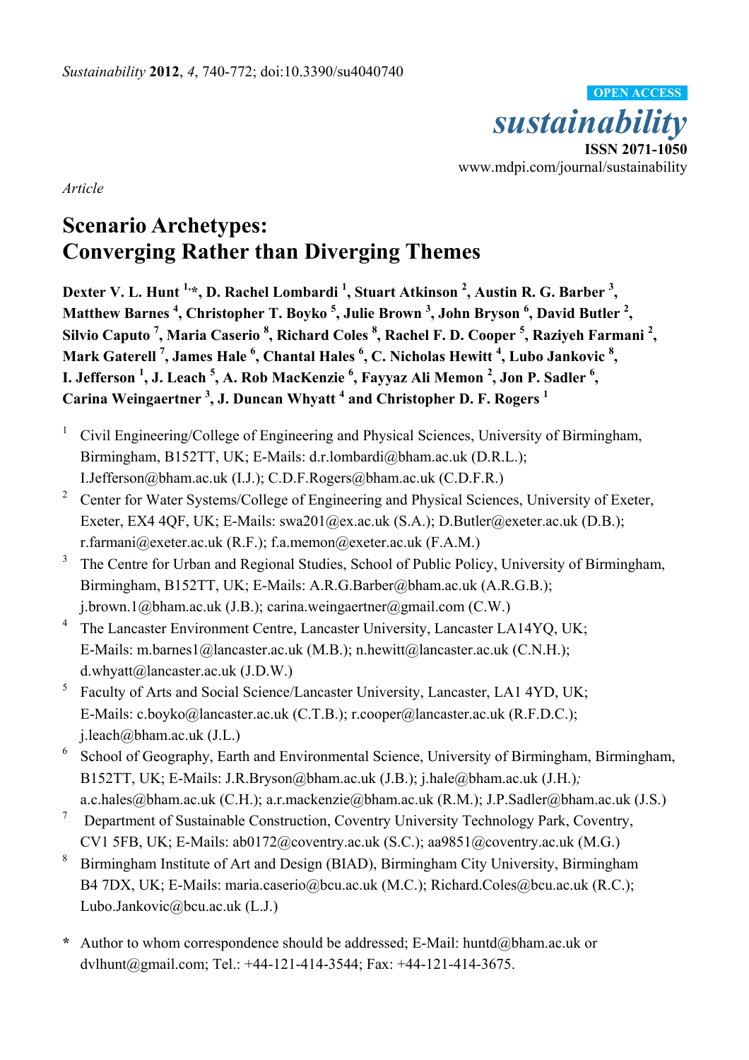*Article*

# Scenario Archetypes: Converging Rather than Diverging Themes

**Dexter V. L. Hunt [1,*], D. Rachel Lombardi [1], Stuart Atkinson [2], Austin R. G. Barber [3], Matthew Barnes [4], Christopher T. Boyko [5], Julie Brown [3], John Bryson [6], David Butler [2], Silvio Caputo [7], Maria Caserio [8], Richard Coles [8], Rachel F. D. Cooper [5], Raziyeh Farmani [2], Mark Gaterell [7], James Hale [6], Chantal Hales [6], C. Nicholas Hewitt [4], Lubo Jankovic [8], I. Jefferson [1], J. Leach [5], A. Rob MacKenzie [6], Fayyaz Ali Memon [2], Jon P. Sadler [6], Carina Weingaertner [3], J. Duncan Whyatt [4] and Christopher D. F. Rogers [1]**

[1] Civil Engineering/College of Engineering and Physical Sciences, University of Birmingham, Birmingham, B152TT, UK; E-Mails: d.r.lombardi@bham.ac.uk (D.R.L.); I.Jefferson@bham.ac.uk (I.J.); C.D.F.Rogers@bham.ac.uk (C.D.F.R.)

[2] Center for Water Systems/College of Engineering and Physical Sciences, University of Exeter, Exeter, EX4 4QF, UK; E-Mails: swa201@ex.ac.uk (S.A.); D.Butler@exeter.ac.uk (D.B.); r.farmani@exeter.ac.uk (R.F.); f.a.memon@exeter.ac.uk (F.A.M.)

[3] The Centre for Urban and Regional Studies, School of Public Policy, University of Birmingham, Birmingham, B152TT, UK; E-Mails: A.R.G.Barber@bham.ac.uk (A.R.G.B.); j.brown.1@bham.ac.uk (J.B.); carina.weingaertner@gmail.com (C.W.)

[4] The Lancaster Environment Centre, Lancaster University, Lancaster LA14YQ, UK; E-Mails: m.barnes1@lancaster.ac.uk (M.B.); n.hewitt@lancaster.ac.uk (C.N.H.); d.whyatt@lancaster.ac.uk (J.D.W.)

[5] Faculty of Arts and Social Science/Lancaster University, Lancaster, LA1 4YD, UK; E-Mails: c.boyko@lancaster.ac.uk (C.T.B.); r.cooper@lancaster.ac.uk (R.F.D.C.); j.leach@bham.ac.uk (J.L.)

[6] School of Geography, Earth and Environmental Science, University of Birmingham, Birmingham, B152TT, UK; E-Mails: J.R.Bryson@bham.ac.uk (J.B.); j.hale@bham.ac.uk (J.H.); a.c.hales@bham.ac.uk (C.H.); a.r.mackenzie@bham.ac.uk (R.M.); J.P.Sadler@bham.ac.uk (J.S.)

[7] Department of Sustainable Construction, Coventry University Technology Park, Coventry, CV1 5FB, UK; E-Mails: ab0172@coventry.ac.uk (S.C.); aa9851@coventry.ac.uk (M.G.)

[8] Birmingham Institute of Art and Design (BIAD), Birmingham City University, Birmingham B4 7DX, UK; E-Mails: maria.caserio@bcu.ac.uk (M.C.); Richard.Coles@bcu.ac.uk (R.C.); Lubo.Jankovic@bcu.ac.uk (L.J.)

**\*** Author to whom correspondence should be addressed; E-Mail: huntd@bham.ac.uk or dvlhunt@gmail.com; Tel.: +44-121-414-3544; Fax: +44-121-414-3675.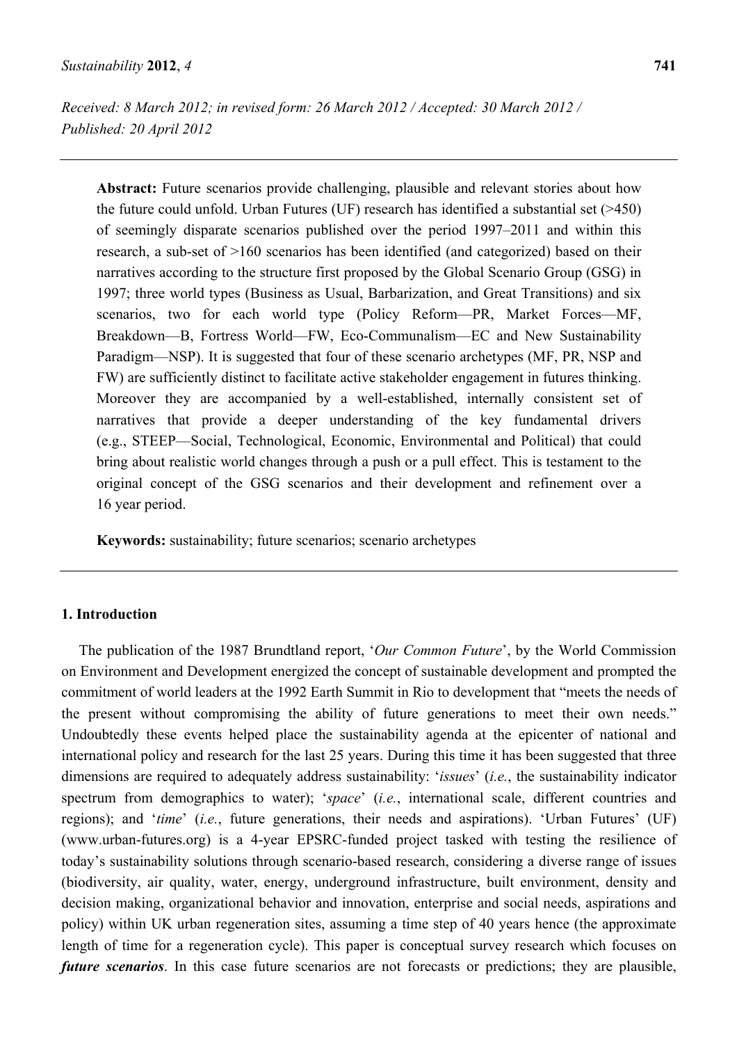*Received: 8 March 2012; in revised form: 26 March 2012 / Accepted: 30 March 2012 / Published: 20 April 2012*

**Abstract:** Future scenarios provide challenging, plausible and relevant stories about how the future could unfold. Urban Futures (UF) research has identified a substantial set (>450) of seemingly disparate scenarios published over the period 1997–2011 and within this research, a sub-set of >160 scenarios has been identified (and categorized) based on their narratives according to the structure first proposed by the Global Scenario Group (GSG) in 1997; three world types (Business as Usual, Barbarization, and Great Transitions) and six scenarios, two for each world type (Policy Reform—PR, Market Forces—MF, Breakdown—B, Fortress World—FW, Eco-Communalism—EC and New Sustainability Paradigm—NSP). It is suggested that four of these scenario archetypes (MF, PR, NSP and FW) are sufficiently distinct to facilitate active stakeholder engagement in futures thinking. Moreover they are accompanied by a well-established, internally consistent set of narratives that provide a deeper understanding of the key fundamental drivers (e.g., STEEP—Social, Technological, Economic, Environmental and Political) that could bring about realistic world changes through a push or a pull effect. This is testament to the original concept of the GSG scenarios and their development and refinement over a 16 year period.

**Keywords:** sustainability; future scenarios; scenario archetypes

## 1. Introduction

The publication of the 1987 Brundtland report, '*Our Common Future*', by the World Commission on Environment and Development energized the concept of sustainable development and prompted the commitment of world leaders at the 1992 Earth Summit in Rio to development that "meets the needs of the present without compromising the ability of future generations to meet their own needs." Undoubtedly these events helped place the sustainability agenda at the epicenter of national and international policy and research for the last 25 years. During this time it has been suggested that three dimensions are required to adequately address sustainability: '*issues*' (*i.e.*, the sustainability indicator spectrum from demographics to water); '*space*' (*i.e.*, international scale, different countries and regions); and '*time*' (*i.e.*, future generations, their needs and aspirations). 'Urban Futures' (UF) (www.urban-futures.org) is a 4-year EPSRC-funded project tasked with testing the resilience of today's sustainability solutions through scenario-based research, considering a diverse range of issues (biodiversity, air quality, water, energy, underground infrastructure, built environment, density and decision making, organizational behavior and innovation, enterprise and social needs, aspirations and policy) within UK urban regeneration sites, assuming a time step of 40 years hence (the approximate length of time for a regeneration cycle). This paper is conceptual survey research which focuses on ***future scenarios***. In this case future scenarios are not forecasts or predictions; they are plausible,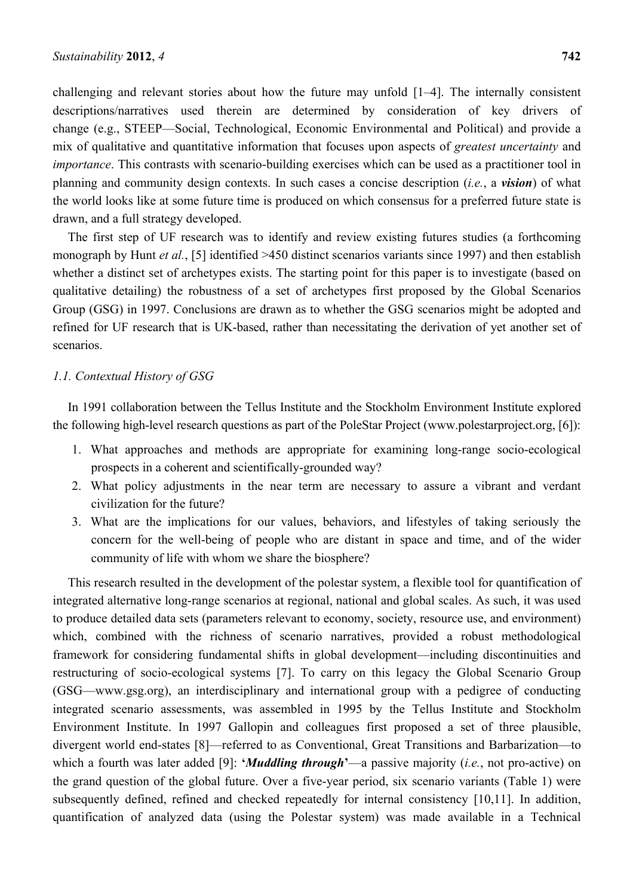challenging and relevant stories about how the future may unfold [1–4]. The internally consistent descriptions/narratives used therein are determined by consideration of key drivers of change (e.g., STEEP—Social, Technological, Economic Environmental and Political) and provide a mix of qualitative and quantitative information that focuses upon aspects of *greatest uncertainty* and *importance*. This contrasts with scenario-building exercises which can be used as a practitioner tool in planning and community design contexts. In such cases a concise description (*i.e.*, a ***vision***) of what the world looks like at some future time is produced on which consensus for a preferred future state is drawn, and a full strategy developed.

The first step of UF research was to identify and review existing futures studies (a forthcoming monograph by Hunt *et al.*, [5] identified >450 distinct scenarios variants since 1997) and then establish whether a distinct set of archetypes exists. The starting point for this paper is to investigate (based on qualitative detailing) the robustness of a set of archetypes first proposed by the Global Scenarios Group (GSG) in 1997. Conclusions are drawn as to whether the GSG scenarios might be adopted and refined for UF research that is UK-based, rather than necessitating the derivation of yet another set of scenarios.

### *1.1. Contextual History of GSG*

In 1991 collaboration between the Tellus Institute and the Stockholm Environment Institute explored the following high-level research questions as part of the PoleStar Project (www.polestarproject.org, [6]):

1. What approaches and methods are appropriate for examining long-range socio-ecological prospects in a coherent and scientifically-grounded way?
2. What policy adjustments in the near term are necessary to assure a vibrant and verdant civilization for the future?
3. What are the implications for our values, behaviors, and lifestyles of taking seriously the concern for the well-being of people who are distant in space and time, and of the wider community of life with whom we share the biosphere?

This research resulted in the development of the polestar system, a flexible tool for quantification of integrated alternative long-range scenarios at regional, national and global scales. As such, it was used to produce detailed data sets (parameters relevant to economy, society, resource use, and environment) which, combined with the richness of scenario narratives, provided a robust methodological framework for considering fundamental shifts in global development—including discontinuities and restructuring of socio-ecological systems [7]. To carry on this legacy the Global Scenario Group (GSG—www.gsg.org), an interdisciplinary and international group with a pedigree of conducting integrated scenario assessments, was assembled in 1995 by the Tellus Institute and Stockholm Environment Institute. In 1997 Gallopin and colleagues first proposed a set of three plausible, divergent world end-states [8]—referred to as Conventional, Great Transitions and Barbarization—to which a fourth was later added [9]: **'*Muddling through*'**—a passive majority (*i.e.*, not pro-active) on the grand question of the global future. Over a five-year period, six scenario variants (Table 1) were subsequently defined, refined and checked repeatedly for internal consistency [10,11]. In addition, quantification of analyzed data (using the Polestar system) was made available in a Technical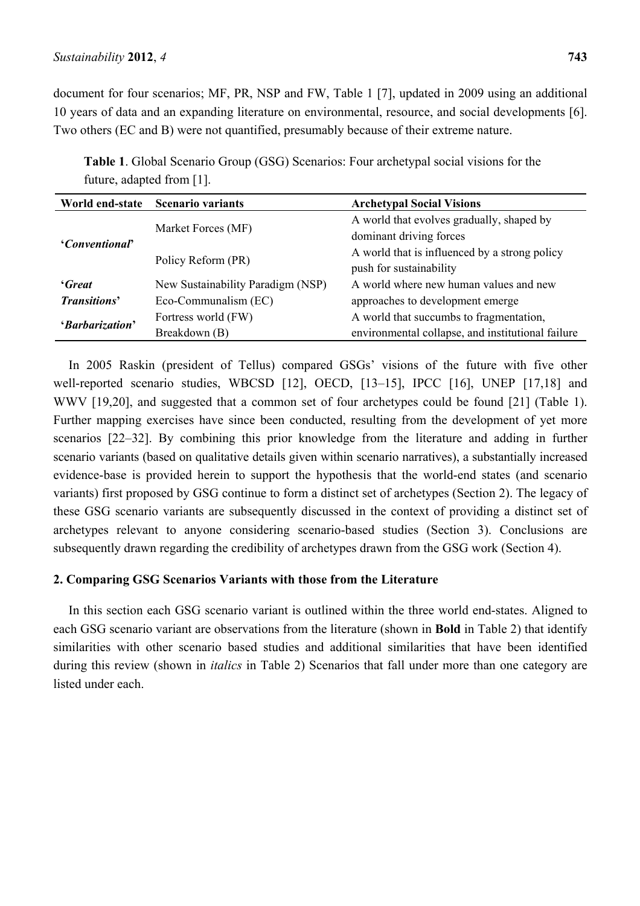document for four scenarios; MF, PR, NSP and FW, Table 1 [7], updated in 2009 using an additional 10 years of data and an expanding literature on environmental, resource, and social developments [6]. Two others (EC and B) were not quantified, presumably because of their extreme nature.

**Table 1**. Global Scenario Group (GSG) Scenarios: Four archetypal social visions for the future, adapted from [1].

| World end-state | Scenario variants | Archetypal Social Visions |
|---|---|---|
| '*Conventional*' | Market Forces (MF) | A world that evolves gradually, shaped by dominant driving forces |
| | Policy Reform (PR) | A world that is influenced by a strong policy push for sustainability |
| '*Great Transitions*' | New Sustainability Paradigm (NSP)<br>Eco-Communalism (EC) | A world where new human values and new approaches to development emerge |
| '*Barbarization*' | Fortress world (FW)<br>Breakdown (B) | A world that succumbs to fragmentation, environmental collapse, and institutional failure |

In 2005 Raskin (president of Tellus) compared GSGs' visions of the future with five other well-reported scenario studies, WBCSD [12], OECD, [13–15], IPCC [16], UNEP [17,18] and WWV [19,20], and suggested that a common set of four archetypes could be found [21] (Table 1). Further mapping exercises have since been conducted, resulting from the development of yet more scenarios [22–32]. By combining this prior knowledge from the literature and adding in further scenario variants (based on qualitative details given within scenario narratives), a substantially increased evidence-base is provided herein to support the hypothesis that the world-end states (and scenario variants) first proposed by GSG continue to form a distinct set of archetypes (Section 2). The legacy of these GSG scenario variants are subsequently discussed in the context of providing a distinct set of archetypes relevant to anyone considering scenario-based studies (Section 3). Conclusions are subsequently drawn regarding the credibility of archetypes drawn from the GSG work (Section 4).

## 2. Comparing GSG Scenarios Variants with those from the Literature

In this section each GSG scenario variant is outlined within the three world end-states. Aligned to each GSG scenario variant are observations from the literature (shown in **Bold** in Table 2) that identify similarities with other scenario based studies and additional similarities that have been identified during this review (shown in *italics* in Table 2) Scenarios that fall under more than one category are listed under each.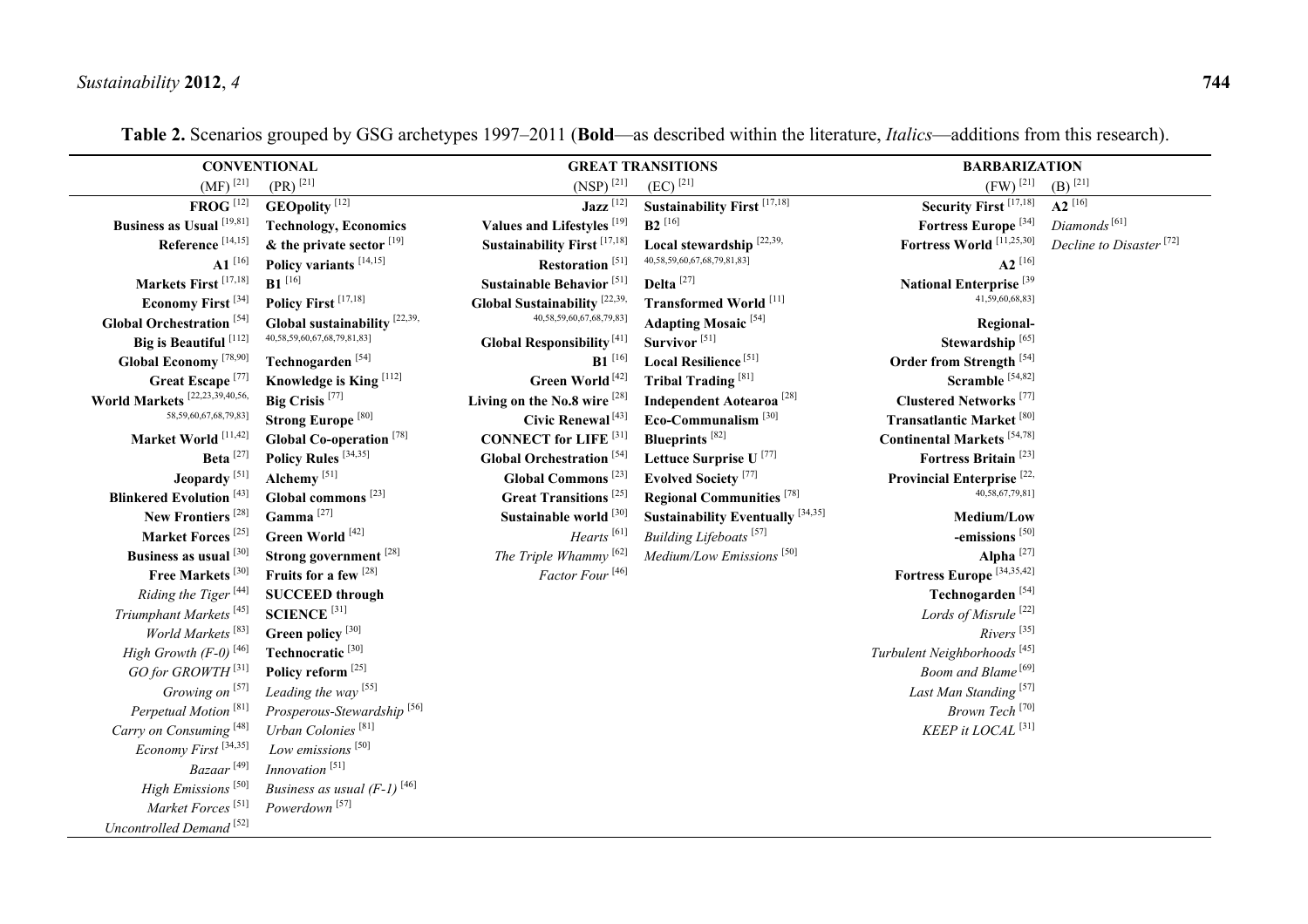**Table 2.** Scenarios grouped by GSG archetypes 1997–2011 (**Bold**—as described within the literature, *Italics*—additions from this research).

| CONVENTIONAL | | GREAT TRANSITIONS | | BARBARIZATION | |
|---|---|---|---|---|---|
| (MF) [21] | (PR) [21] | (NSP) [21] | (EC) [21] | (FW) [21] | (B) [21] |
| **FROG** [12] | **GEOpolity** [12] | **Jazz** [12] | **Sustainability First** [17,18] | **Security First** [17,18] | **A2** [16] |
| **Business as Usual** [19,81] | **Technology, Economics & the private sector** [19] | **Values and Lifestyles** [19] | **B2** [16] | **Fortress Europe** [34] | *Diamonds* [61] |
| **Reference** [14,15] | **Policy variants** [14,15] | **Sustainability First** [17,18] | **Local stewardship** [22,39,40,58,59,60,67,68,79,81,83] | **Fortress World** [11,25,30] | *Decline to Disaster* [72] |
| **A1** [16] | **B1** [16] | **Restoration** [51] | **Delta** [27] | **A2** [16] | |
| **Markets First** [17,18] | **Policy First** [17,18] | **Sustainable Behavior** [51] | **Transformed World** [11] | **National Enterprise** [39,41,59,60,68,83] | |
| **Economy First** [34] | **Global sustainability** [22,39,40,58,59,60,67,68,79,81,83] | **Global Sustainability** [22,39,40,58,59,60,67,68,79,83] | **Adapting Mosaic** [54] | **Regional-Stewardship** [65] | |
| **Global Orchestration** [54] | **Technogarden** [54] | **Global Responsibility** [41] | **Survivor** [51] | **Order from Strength** [54] | |
| **Big is Beautiful** [112] | **Knowledge is King** [112] | **B1** [16] | **Local Resilience** [51] | **Scramble** [54,82] | |
| **Global Economy** [78,90] | **Big Crisis** [77] | **Green World** [42] | **Tribal Trading** [81] | **Clustered Networks** [77] | |
| **Great Escape** [77] | **Strong Europe** [80] | **Living on the No.8 wire** [28] | **Independent Aotearoa** [28] | **Transatlantic Market** [80] | |
| **World Markets** [22,23,39,40,56,58,59,60,67,68,79,83] | **Global Co-operation** [78] | **Civic Renewal** [43] | **Eco-Communalism** [30] | **Continental Markets** [54,78] | |
| **Market World** [11,42] | **Policy Rules** [34,35] | **CONNECT for LIFE** [31] | **Blueprints** [82] | **Fortress Britain** [23] | |
| **Beta** [27] | **Alchemy** [51] | **Global Orchestration** [54] | **Lettuce Surprise U** [77] | **Provincial Enterprise** [22,40,58,67,79,81] | |
| **Jeopardy** [51] | **Global commons** [23] | **Global Commons** [23] | **Evolved Society** [77] | **Medium/Low -emissions** [50] | |
| **Blinkered Evolution** [43] | **Gamma** [27] | **Great Transitions** [25] | **Regional Communities** [78] | **Alpha** [27] | |
| **New Frontiers** [28] | **Green World** [42] | **Sustainable world** [30] | **Sustainability Eventually** [34,35] | **Fortress Europe** [34,35,42] | |
| **Market Forces** [25] | **Strong government** [28] | *Hearts* [61] | *Building Lifeboats* [57] | **Technogarden** [54] | |
| **Business as usual** [30] | **Fruits for a few** [28] | *The Triple Whammy* [62] | *Medium/Low Emissions* [50] | *Lords of Misrule* [22] | |
| **Free Markets** [30] | **SUCCEED through SCIENCE** [31] | *Factor Four* [46] | | *Rivers* [35] | |
| *Riding the Tiger* [44] | **Green policy** [30] | | | *Turbulent Neighborhoods* [45] | |
| *Triumphant Markets* [45] | **Technocratic** [30] | | | *Boom and Blame* [69] | |
| *World Markets* [83] | **Policy reform** [25] | | | *Last Man Standing* [57] | |
| *High Growth (F-0)* [46] | *Leading the way* [55] | | | *Brown Tech* [70] | |
| *GO for GROWTH* [31] | *Prosperous-Stewardship* [56] | | | *KEEP it LOCAL* [31] | |
| *Growing on* [57] | *Urban Colonies* [81] | | | | |
| *Perpetual Motion* [81] | *Low emissions* [50] | | | | |
| *Carry on Consuming* [48] | *Innovation* [51] | | | | |
| *Economy First* [34,35] | *Business as usual (F-1)* [46] | | | | |
| *Bazaar* [49] | *Powerdown* [57] | | | | |
| *High Emissions* [50] | | | | | |
| *Market Forces* [51] | | | | | |
| *Uncontrolled Demand* [52] | | | | | |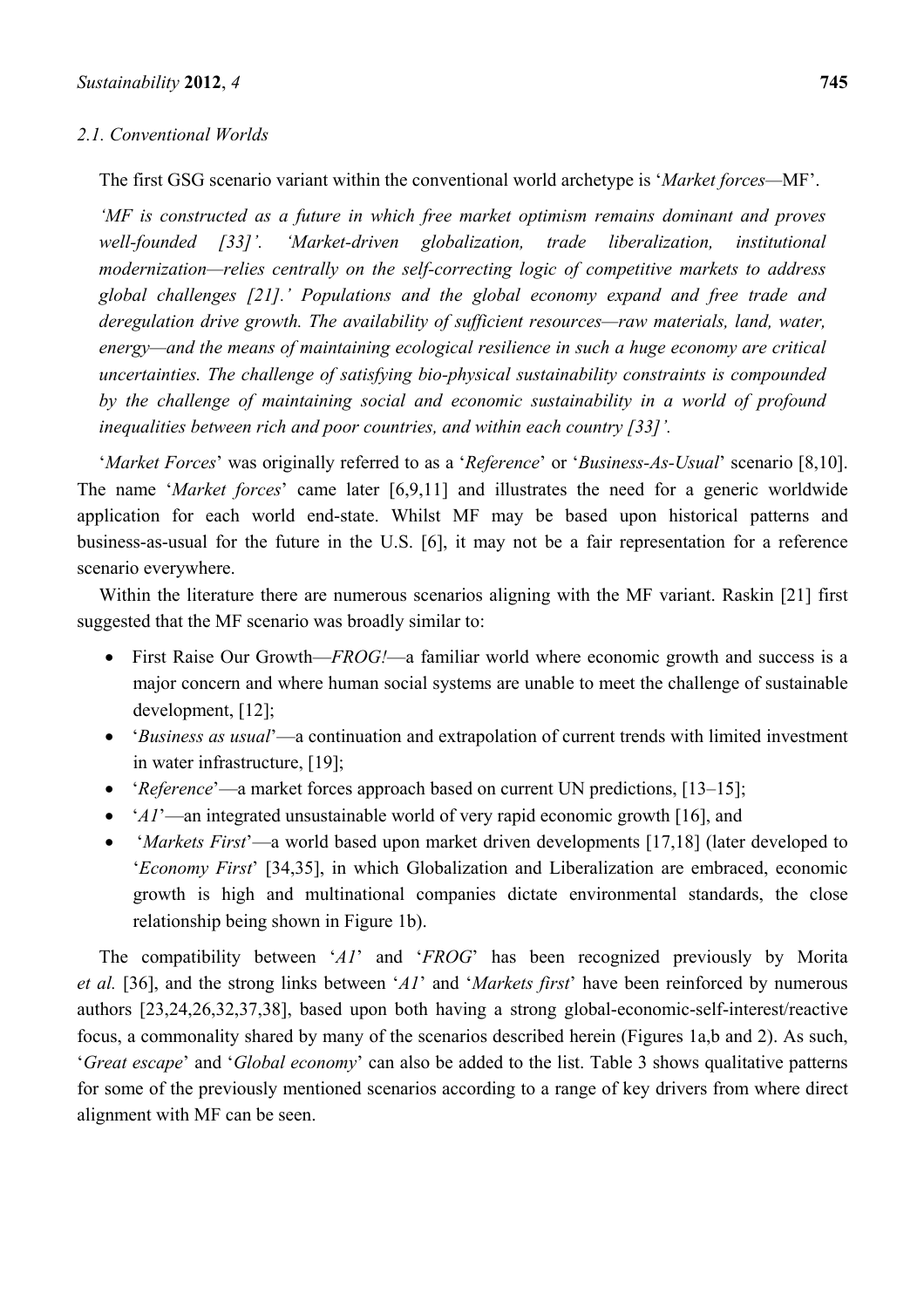### 2.1. Conventional Worlds

The first GSG scenario variant within the conventional world archetype is '*Market forces*—MF'.

> *'MF is constructed as a future in which free market optimism remains dominant and proves well-founded [33]'. 'Market-driven globalization, trade liberalization, institutional modernization—relies centrally on the self-correcting logic of competitive markets to address global challenges [21].' Populations and the global economy expand and free trade and deregulation drive growth. The availability of sufficient resources—raw materials, land, water, energy—and the means of maintaining ecological resilience in such a huge economy are critical uncertainties. The challenge of satisfying bio-physical sustainability constraints is compounded by the challenge of maintaining social and economic sustainability in a world of profound inequalities between rich and poor countries, and within each country [33]'.*

'*Market Forces*' was originally referred to as a '*Reference*' or '*Business-As-Usual*' scenario [8,10]. The name '*Market forces*' came later [6,9,11] and illustrates the need for a generic worldwide application for each world end-state. Whilst MF may be based upon historical patterns and business-as-usual for the future in the U.S. [6], it may not be a fair representation for a reference scenario everywhere.

Within the literature there are numerous scenarios aligning with the MF variant. Raskin [21] first suggested that the MF scenario was broadly similar to:

- First Raise Our Growth—*FROG!*—a familiar world where economic growth and success is a major concern and where human social systems are unable to meet the challenge of sustainable development, [12];
- '*Business as usual*'—a continuation and extrapolation of current trends with limited investment in water infrastructure, [19];
- '*Reference*'—a market forces approach based on current UN predictions, [13–15];
- '*A1*'—an integrated unsustainable world of very rapid economic growth [16], and
- '*Markets First*'—a world based upon market driven developments [17,18] (later developed to '*Economy First*' [34,35], in which Globalization and Liberalization are embraced, economic growth is high and multinational companies dictate environmental standards, the close relationship being shown in Figure 1b).

The compatibility between '*A1*' and '*FROG*' has been recognized previously by Morita *et al.* [36], and the strong links between '*A1*' and '*Markets first*' have been reinforced by numerous authors [23,24,26,32,37,38], based upon both having a strong global-economic-self-interest/reactive focus, a commonality shared by many of the scenarios described herein (Figures 1a,b and 2). As such, '*Great escape*' and '*Global economy*' can also be added to the list. Table 3 shows qualitative patterns for some of the previously mentioned scenarios according to a range of key drivers from where direct alignment with MF can be seen.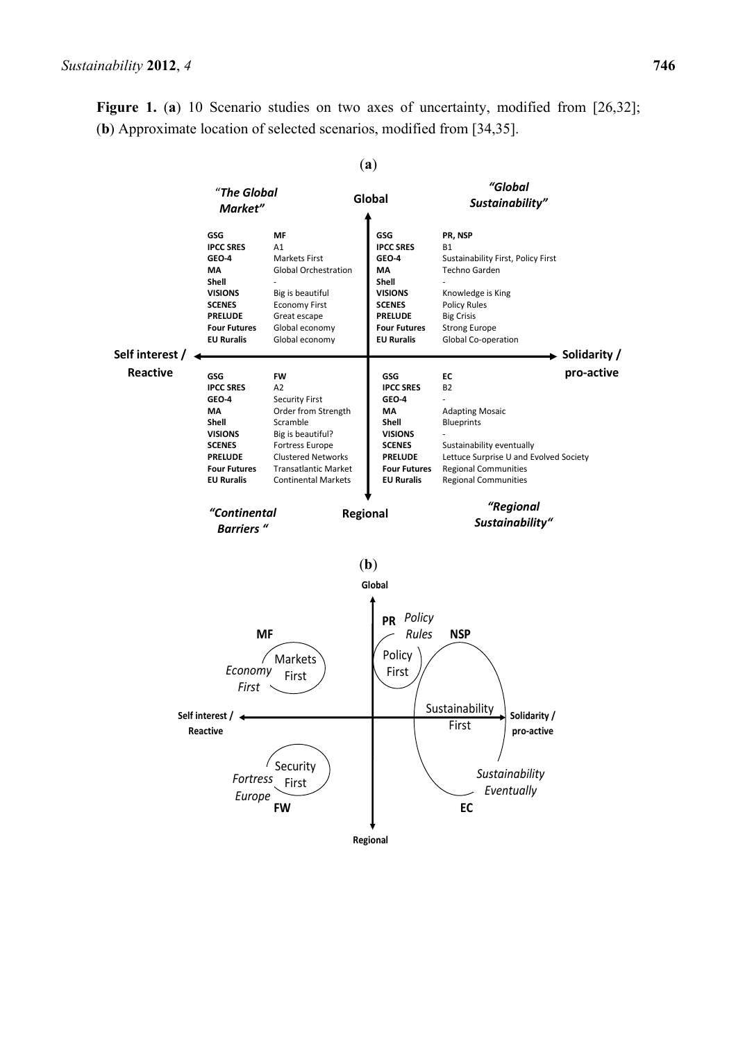**Figure 1.** (**a**) 10 Scenario studies on two axes of uncertainty, modified from [26,32]; (**b**) Approximate location of selected scenarios, modified from [34,35].

(**a**)

Axes: Global (top) – Regional (bottom); Self interest / Reactive (left) – Solidarity / pro-active (right).

*"The Global Market"* (Global, Self interest / Reactive)

| Study | Scenario |
|---|---|
| **GSG** | MF |
| **IPCC SRES** | A1 |
| **GEO-4** | Markets First |
| **MA** | Global Orchestration |
| **Shell** | - |
| **VISIONS** | Big is beautiful |
| **SCENES** | Economy First |
| **PRELUDE** | Great escape |
| **Four Futures** | Global economy |
| **EU Ruralis** | Global economy |

*"Global Sustainability"* (Global, Solidarity / pro-active)

| Study | Scenario |
|---|---|
| **GSG** | PR, NSP |
| **IPCC SRES** | B1 |
| **GEO-4** | Sustainability First, Policy First |
| **MA** | Techno Garden |
| **Shell** | - |
| **VISIONS** | Knowledge is King |
| **SCENES** | Policy Rules |
| **PRELUDE** | Big Crisis |
| **Four Futures** | Strong Europe |
| **EU Ruralis** | Global Co-operation |

*"Continental Barriers"* (Regional, Self interest / Reactive)

| Study | Scenario |
|---|---|
| **GSG** | FW |
| **IPCC SRES** | A2 |
| **GEO-4** | Security First |
| **MA** | Order from Strength |
| **Shell** | Scramble |
| **VISIONS** | Big is beautiful? |
| **SCENES** | Fortress Europe |
| **PRELUDE** | Clustered Networks |
| **Four Futures** | Transatlantic Market |
| **EU Ruralis** | Continental Markets |

*"Regional Sustainability"* (Regional, Solidarity / pro-active)

| Study | Scenario |
|---|---|
| **GSG** | EC |
| **IPCC SRES** | B2 |
| **GEO-4** | - |
| **MA** | Adapting Mosaic |
| **Shell** | Blueprints |
| **VISIONS** | - |
| **SCENES** | Sustainability eventually |
| **PRELUDE** | Lettuce Surprise U and Evolved Society |
| **Four Futures** | Regional Communities |
| **EU Ruralis** | Regional Communities |

(**b**)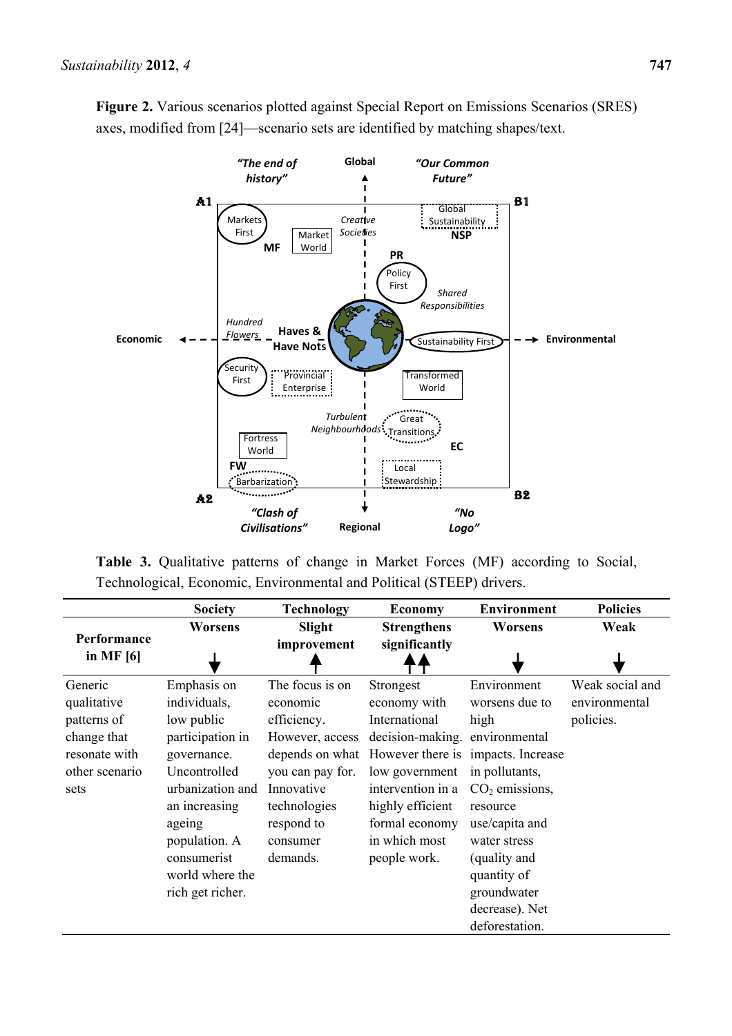**Figure 2.** Various scenarios plotted against Special Report on Emissions Scenarios (SRES) axes, modified from [24]—scenario sets are identified by matching shapes/text.

**Table 3.** Qualitative patterns of change in Market Forces (MF) according to Social, Technological, Economic, Environmental and Political (STEEP) drivers.

| | Society | Technology | Economy | Environment | Policies |
|---|---|---|---|---|---|
| **Performance in MF [6]** | **Worsens** ↓ | **Slight improvement** ↑ | **Strengthens significantly** ↑↑ | **Worsens** ↓ | **Weak** ↓ |
| Generic qualitative patterns of change that resonate with other scenario sets | Emphasis on individuals, low public participation in governance. Uncontrolled urbanization and an increasing ageing population. A consumerist world where the rich get richer. | The focus is on economic efficiency. However, access depends on what you can pay for. Innovative technologies respond to consumer demands. | Strongest economy with International decision-making. However there is low government intervention in a highly efficient formal economy in which most people work. | Environment worsens due to high environmental impacts. Increase in pollutants, $CO_2$ emissions, resource use/capita and water stress (quality and quantity of groundwater decrease). Net deforestation. | Weak social and environmental policies. |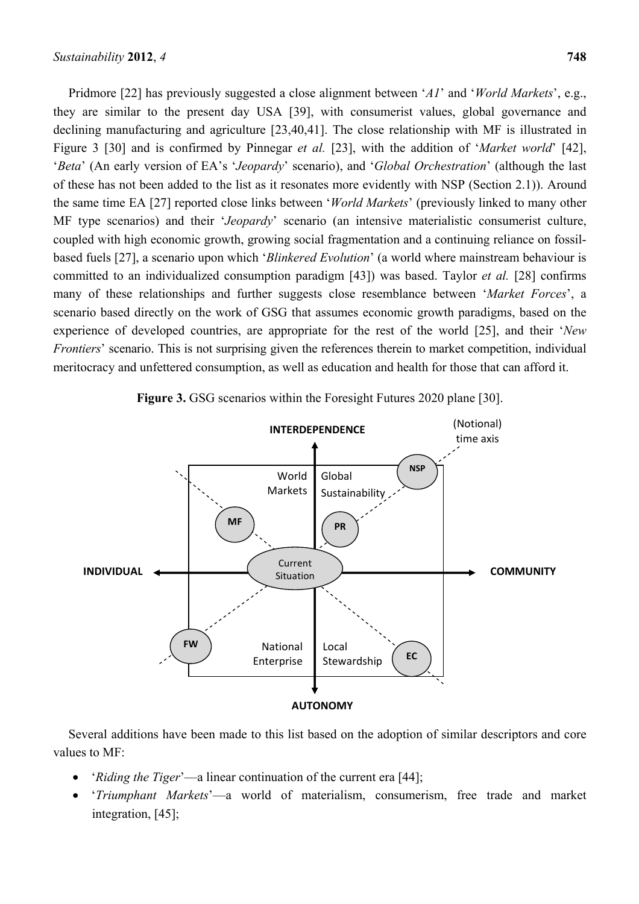Pridmore [22] has previously suggested a close alignment between '*A1*' and '*World Markets*', e.g., they are similar to the present day USA [39], with consumerist values, global governance and declining manufacturing and agriculture [23,40,41]. The close relationship with MF is illustrated in Figure 3 [30] and is confirmed by Pinnegar *et al.* [23], with the addition of '*Market world*' [42], '*Beta*' (An early version of EA's '*Jeopardy*' scenario), and '*Global Orchestration*' (although the last of these has not been added to the list as it resonates more evidently with NSP (Section 2.1)). Around the same time EA [27] reported close links between '*World Markets*' (previously linked to many other MF type scenarios) and their '*Jeopardy*' scenario (an intensive materialistic consumerist culture, coupled with high economic growth, growing social fragmentation and a continuing reliance on fossil-based fuels [27], a scenario upon which '*Blinkered Evolution*' (a world where mainstream behaviour is committed to an individualized consumption paradigm [43]) was based. Taylor *et al.* [28] confirms many of these relationships and further suggests close resemblance between '*Market Forces*', a scenario based directly on the work of GSG that assumes economic growth paradigms, based on the experience of developed countries, are appropriate for the rest of the world [25], and their '*New Frontiers*' scenario. This is not surprising given the references therein to market competition, individual meritocracy and unfettered consumption, as well as education and health for those that can afford it.

**Figure 3.** GSG scenarios within the Foresight Futures 2020 plane [30].

Several additions have been made to this list based on the adoption of similar descriptors and core values to MF:

- '*Riding the Tiger*'—a linear continuation of the current era [44];
- '*Triumphant Markets*'—a world of materialism, consumerism, free trade and market integration, [45];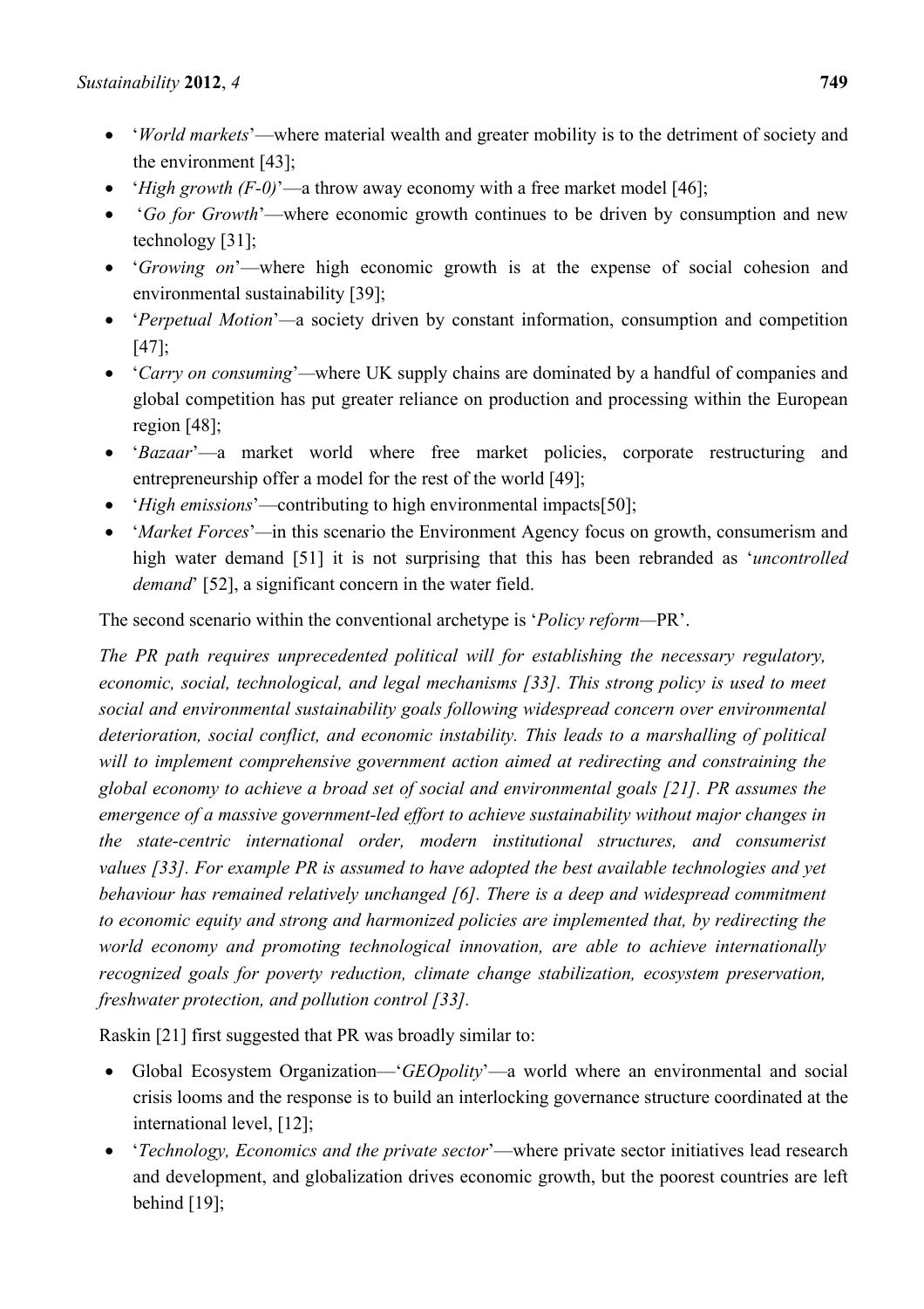- '*World markets*'—where material wealth and greater mobility is to the detriment of society and the environment [43];
- '*High growth (F-0)*'—a throw away economy with a free market model [46];
- '*Go for Growth*'—where economic growth continues to be driven by consumption and new technology [31];
- '*Growing on*'—where high economic growth is at the expense of social cohesion and environmental sustainability [39];
- '*Perpetual Motion*'—a society driven by constant information, consumption and competition [47];
- '*Carry on consuming*'—where UK supply chains are dominated by a handful of companies and global competition has put greater reliance on production and processing within the European region [48];
- '*Bazaar*'—a market world where free market policies, corporate restructuring and entrepreneurship offer a model for the rest of the world [49];
- '*High emissions*'—contributing to high environmental impacts[50];
- '*Market Forces*'—in this scenario the Environment Agency focus on growth, consumerism and high water demand [51] it is not surprising that this has been rebranded as '*uncontrolled demand*' [52], a significant concern in the water field.

The second scenario within the conventional archetype is '*Policy reform*—PR'.

*The PR path requires unprecedented political will for establishing the necessary regulatory, economic, social, technological, and legal mechanisms [33]. This strong policy is used to meet social and environmental sustainability goals following widespread concern over environmental deterioration, social conflict, and economic instability. This leads to a marshalling of political will to implement comprehensive government action aimed at redirecting and constraining the global economy to achieve a broad set of social and environmental goals [21]. PR assumes the emergence of a massive government-led effort to achieve sustainability without major changes in the state-centric international order, modern institutional structures, and consumerist values [33]. For example PR is assumed to have adopted the best available technologies and yet behaviour has remained relatively unchanged [6]. There is a deep and widespread commitment to economic equity and strong and harmonized policies are implemented that, by redirecting the world economy and promoting technological innovation, are able to achieve internationally recognized goals for poverty reduction, climate change stabilization, ecosystem preservation, freshwater protection, and pollution control [33].*

Raskin [21] first suggested that PR was broadly similar to:

- Global Ecosystem Organization—'*GEOpolity*'—a world where an environmental and social crisis looms and the response is to build an interlocking governance structure coordinated at the international level, [12];
- '*Technology, Economics and the private sector*'—where private sector initiatives lead research and development, and globalization drives economic growth, but the poorest countries are left behind [19];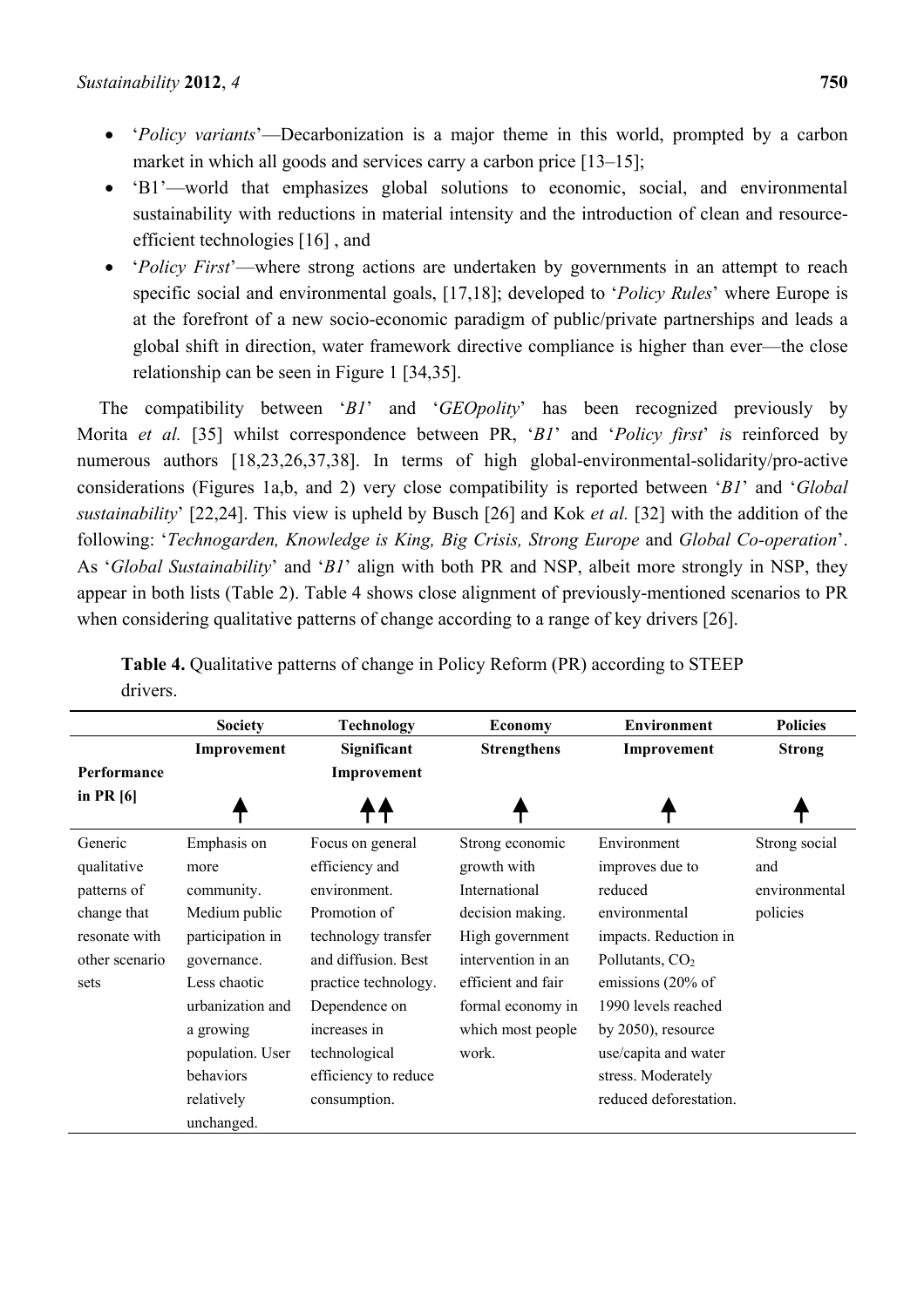- '*Policy variants*'—Decarbonization is a major theme in this world, prompted by a carbon market in which all goods and services carry a carbon price [13–15];
- 'B1'—world that emphasizes global solutions to economic, social, and environmental sustainability with reductions in material intensity and the introduction of clean and resource-efficient technologies [16] , and
- '*Policy First*'—where strong actions are undertaken by governments in an attempt to reach specific social and environmental goals, [17,18]; developed to '*Policy Rules*' where Europe is at the forefront of a new socio-economic paradigm of public/private partnerships and leads a global shift in direction, water framework directive compliance is higher than ever—the close relationship can be seen in Figure 1 [34,35].

The compatibility between '*B1*' and '*GEOpolity*' has been recognized previously by Morita *et al.* [35] whilst correspondence between PR, '*B1*' and '*Policy first*' *i*s reinforced by numerous authors [18,23,26,37,38]. In terms of high global-environmental-solidarity/pro-active considerations (Figures 1a,b, and 2) very close compatibility is reported between '*B1*' and '*Global sustainability*' [22,24]. This view is upheld by Busch [26] and Kok *et al.* [32] with the addition of the following: '*Technogarden, Knowledge is King, Big Crisis, Strong Europe* and *Global Co-operation*'. As '*Global Sustainability*' and '*B1*' align with both PR and NSP, albeit more strongly in NSP, they appear in both lists (Table 2). Table 4 shows close alignment of previously-mentioned scenarios to PR when considering qualitative patterns of change according to a range of key drivers [26].

**Table 4.** Qualitative patterns of change in Policy Reform (PR) according to STEEP drivers.

| | **Society** | **Technology** | **Economy** | **Environment** | **Policies** |
|---|---|---|---|---|---|
| **Performance in PR [6]** | **Improvement** ↑ | **Significant Improvement** ↑↑ | **Strengthens** ↑ | **Improvement** ↑ | **Strong** ↑ |
| Generic qualitative patterns of change that resonate with other scenario sets | Emphasis on more community. Medium public participation in governance. Less chaotic urbanization and a growing population. User behaviors relatively unchanged. | Focus on general efficiency and environment. Promotion of technology transfer and diffusion. Best practice technology. Dependence on increases in technological efficiency to reduce consumption. | Strong economic growth with International decision making. High government intervention in an efficient and fair formal economy in which most people work. | Environment improves due to reduced environmental impacts. Reduction in Pollutants, $CO_2$ emissions (20% of 1990 levels reached by 2050), resource use/capita and water stress. Moderately reduced deforestation. | Strong social and environmental policies |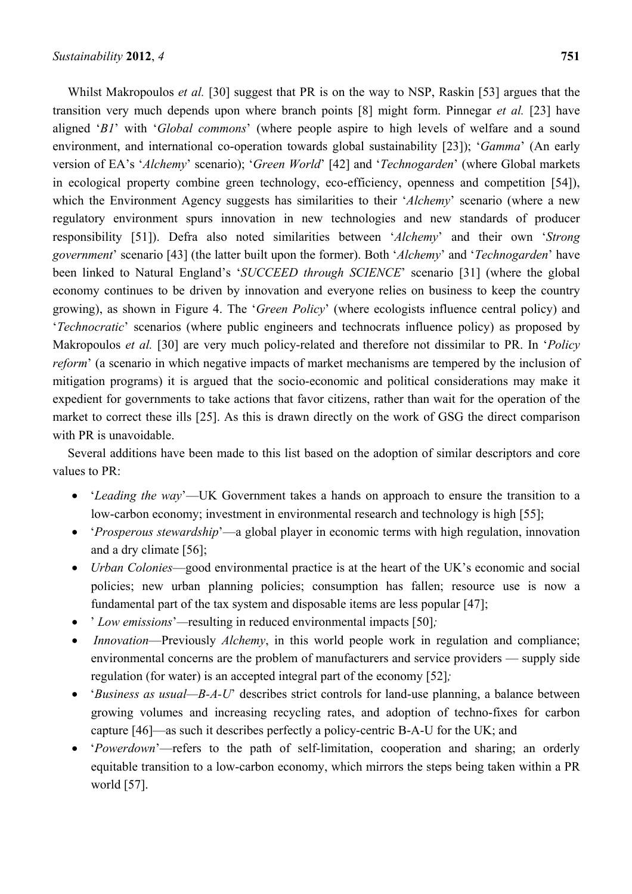Whilst Makropoulos *et al.* [30] suggest that PR is on the way to NSP, Raskin [53] argues that the transition very much depends upon where branch points [8] might form. Pinnegar *et al.* [23] have aligned '*B1*' with '*Global commons*' (where people aspire to high levels of welfare and a sound environment, and international co-operation towards global sustainability [23]); '*Gamma*' (An early version of EA's '*Alchemy*' scenario); '*Green World*' [42] and '*Technogarden*' (where Global markets in ecological property combine green technology, eco-efficiency, openness and competition [54]), which the Environment Agency suggests has similarities to their '*Alchemy*' scenario (where a new regulatory environment spurs innovation in new technologies and new standards of producer responsibility [51]). Defra also noted similarities between '*Alchemy*' and their own '*Strong government*' scenario [43] (the latter built upon the former). Both '*Alchemy*' and '*Technogarden*' have been linked to Natural England's '*SUCCEED through SCIENCE*' scenario [31] (where the global economy continues to be driven by innovation and everyone relies on business to keep the country growing), as shown in Figure 4. The '*Green Policy*' (where ecologists influence central policy) and '*Technocratic*' scenarios (where public engineers and technocrats influence policy) as proposed by Makropoulos *et al.* [30] are very much policy-related and therefore not dissimilar to PR. In '*Policy reform*' (a scenario in which negative impacts of market mechanisms are tempered by the inclusion of mitigation programs) it is argued that the socio-economic and political considerations may make it expedient for governments to take actions that favor citizens, rather than wait for the operation of the market to correct these ills [25]. As this is drawn directly on the work of GSG the direct comparison with PR is unavoidable.

Several additions have been made to this list based on the adoption of similar descriptors and core values to PR:

- '*Leading the way*'—UK Government takes a hands on approach to ensure the transition to a low-carbon economy; investment in environmental research and technology is high [55];
- '*Prosperous stewardship*'—a global player in economic terms with high regulation, innovation and a dry climate [56];
- *Urban Colonies*—good environmental practice is at the heart of the UK's economic and social policies; new urban planning policies; consumption has fallen; resource use is now a fundamental part of the tax system and disposable items are less popular [47];
- ' *Low emissions*'—resulting in reduced environmental impacts [50];
- *Innovation*—Previously *Alchemy*, in this world people work in regulation and compliance; environmental concerns are the problem of manufacturers and service providers — supply side regulation (for water) is an accepted integral part of the economy [52];
- '*Business as usual—B-A-U*' describes strict controls for land-use planning, a balance between growing volumes and increasing recycling rates, and adoption of techno-fixes for carbon capture [46]—as such it describes perfectly a policy-centric B-A-U for the UK; and
- '*Powerdown*'—refers to the path of self-limitation, cooperation and sharing; an orderly equitable transition to a low-carbon economy, which mirrors the steps being taken within a PR world [57].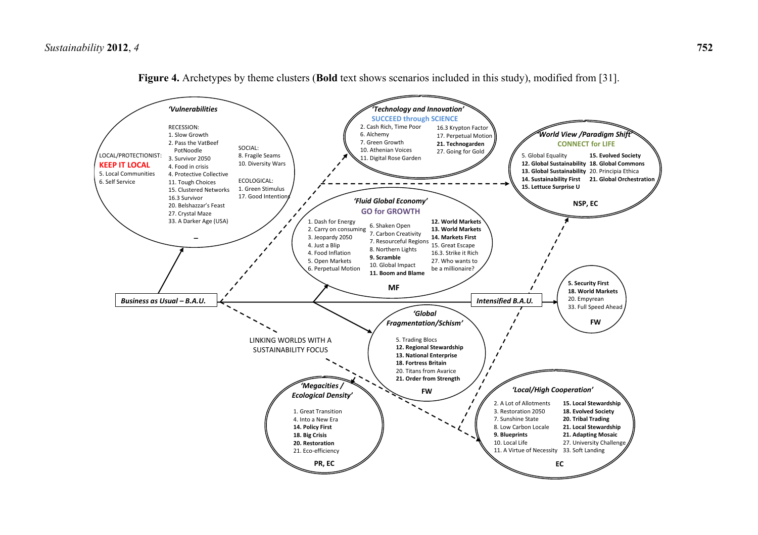**Figure 4.** Archetypes by theme clusters (**Bold** text shows scenarios included in this study), modified from [31].

*'Vulnerabilities'*

LOCAL/PROTECTIONIST:
**KEEP IT LOCAL**
5. Local Communities
6. Self Service

RECESSION:
1. Slow Growth
2. Pass the VatBeef PotNoodle
3. Survivor 2050
4. Food in crisis
4. Protective Collective
11. Tough Choices
15. Clustered Networks
16.3 Survivor
20. Belshazzar's Feast
27. Crystal Maze
33. A Darker Age (USA)

SOCIAL:
8. Fragile Seams
10. Diversity Wars

ECOLOGICAL:
1. Green Stimulus
17. Good Intentions

–

*'Technology and Innovation'*
**SUCCEED through SCIENCE**
2. Cash Rich, Time Poor
6. Alchemy
7. Green Growth
10. Athenian Voices
11. Digital Rose Garden
16.3 Krypton Factor
17. Perpetual Motion
**21. Technogarden**
27. Going for Gold

*'World View /Paradigm Shift'*
**CONNECT for LIFE**
5. Global Equality
**12. Global Sustainability**
**13. Global Sustainability**
**14. Sustainability First**
**15. Lettuce Surprise U**
**15. Evolved Society**
**18. Global Commons**
20. Principia Ethica
**21. Global Orchestration**

**NSP, EC**

*'Fluid Global Economy'*
**GO for GROWTH**
1. Dash for Energy
2. Carry on consuming
3. Jeopardy 2050
4. Just a Blip
4. Food Inflation
5. Open Markets
6. Perpetual Motion
6. Shaken Open
7. Carbon Creativity
7. Resourceful Regions
8. Northern Lights
**9. Scramble**
10. Global Impact
**11. Boom and Blame**
**12. World Markets**
**13. World Markets**
**14. Markets First**
15. Great Escape
16.3. Strike it Rich
27. Who wants to be a millionaire?

**MF**

**Business as Usual – B.A.U.**

**Intensified B.A.U.**

**5. Security First**
**18. World Markets**
20. Empyrean
33. Full Speed Ahead

**FW**

LINKING WORLDS WITH A SUSTAINABILITY FOCUS

*'Global Fragmentation/Schism'*
5. Trading Blocs
**12. Regional Stewardship**
**13. National Enterprise**
**18. Fortress Britain**
20. Titans from Avarice
**21. Order from Strength**

**FW**

*'Megacities / Ecological Density'*
1. Great Transition
4. Into a New Era
**14. Policy First**
**18. Big Crisis**
**20. Restoration**
21. Eco-efficiency

**PR, EC**

*'Local/High Cooperation'*
2. A Lot of Allotments
3. Restoration 2050
7. Sunshine State
8. Low Carbon Locale
**9. Blueprints**
10. Local Life
11. A Virtue of Necessity
**15. Local Stewardship**
**18. Evolved Society**
**20. Tribal Trading**
**21. Local Stewardship**
**21. Adapting Mosaic**
27. University Challenge
33. Soft Landing

**EC**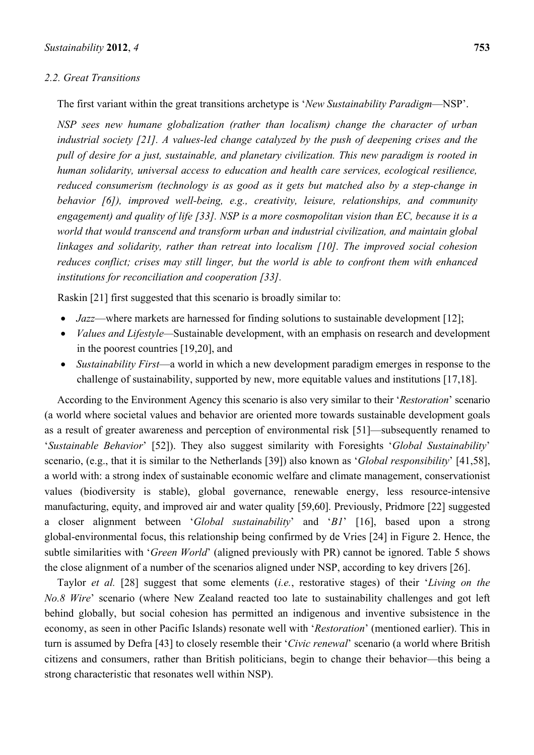### 2.2. Great Transitions

The first variant within the great transitions archetype is '*New Sustainability Paradigm*—NSP'.

*NSP sees new humane globalization (rather than localism) change the character of urban industrial society [21]. A values-led change catalyzed by the push of deepening crises and the pull of desire for a just, sustainable, and planetary civilization. This new paradigm is rooted in human solidarity, universal access to education and health care services, ecological resilience, reduced consumerism (technology is as good as it gets but matched also by a step-change in behavior [6]), improved well-being, e.g., creativity, leisure, relationships, and community engagement) and quality of life [33]. NSP is a more cosmopolitan vision than EC, because it is a world that would transcend and transform urban and industrial civilization, and maintain global linkages and solidarity, rather than retreat into localism [10]. The improved social cohesion reduces conflict; crises may still linger, but the world is able to confront them with enhanced institutions for reconciliation and cooperation [33].*

Raskin [21] first suggested that this scenario is broadly similar to:

- *Jazz*—where markets are harnessed for finding solutions to sustainable development [12];
- *Values and Lifestyle*—Sustainable development, with an emphasis on research and development in the poorest countries [19,20], and
- *Sustainability First*—a world in which a new development paradigm emerges in response to the challenge of sustainability, supported by new, more equitable values and institutions [17,18].

According to the Environment Agency this scenario is also very similar to their '*Restoration*' scenario (a world where societal values and behavior are oriented more towards sustainable development goals as a result of greater awareness and perception of environmental risk [51]—subsequently renamed to '*Sustainable Behavior*' [52]). They also suggest similarity with Foresights '*Global Sustainability*' scenario, (e.g., that it is similar to the Netherlands [39]) also known as '*Global responsibility*' [41,58], a world with: a strong index of sustainable economic welfare and climate management, conservationist values (biodiversity is stable), global governance, renewable energy, less resource-intensive manufacturing, equity, and improved air and water quality [59,60]. Previously, Pridmore [22] suggested a closer alignment between '*Global sustainability*' and '*B1*' [16], based upon a strong global-environmental focus, this relationship being confirmed by de Vries [24] in Figure 2. Hence, the subtle similarities with '*Green World*' (aligned previously with PR) cannot be ignored. Table 5 shows the close alignment of a number of the scenarios aligned under NSP, according to key drivers [26].

Taylor *et al.* [28] suggest that some elements (*i.e.*, restorative stages) of their '*Living on the No.8 Wire*' scenario (where New Zealand reacted too late to sustainability challenges and got left behind globally, but social cohesion has permitted an indigenous and inventive subsistence in the economy, as seen in other Pacific Islands) resonate well with '*Restoration*' (mentioned earlier). This in turn is assumed by Defra [43] to closely resemble their '*Civic renewal*' scenario (a world where British citizens and consumers, rather than British politicians, begin to change their behavior—this being a strong characteristic that resonates well within NSP).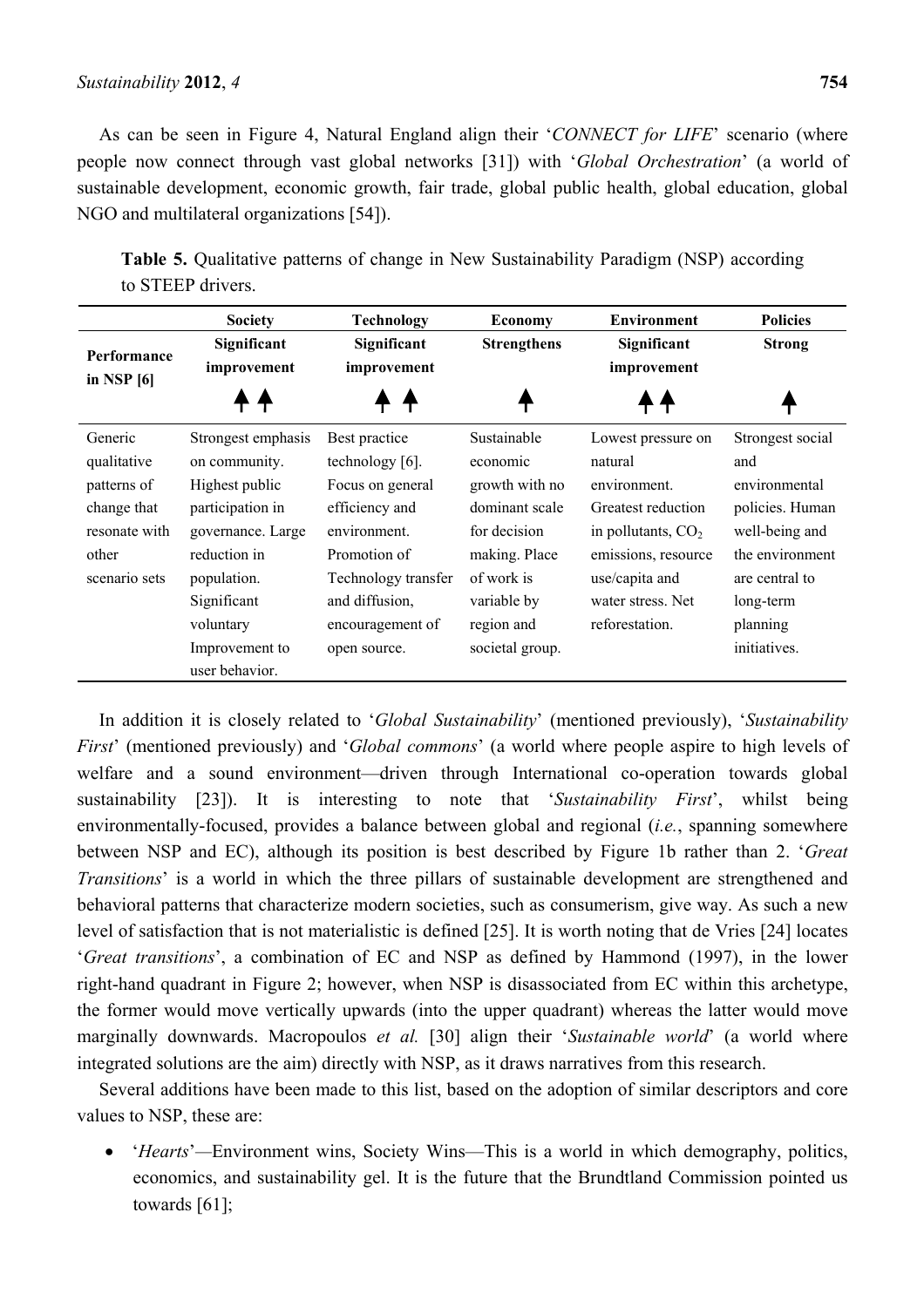As can be seen in Figure 4, Natural England align their '*CONNECT for LIFE*' scenario (where people now connect through vast global networks [31]) with '*Global Orchestration*' (a world of sustainable development, economic growth, fair trade, global public health, global education, global NGO and multilateral organizations [54]).

**Table 5.** Qualitative patterns of change in New Sustainability Paradigm (NSP) according to STEEP drivers.

| | Society | Technology | Economy | Environment | Policies |
|---|---|---|---|---|---|
| Performance in NSP [6] | Significant improvement ↑↑ | Significant improvement ↑↑ | Strengthens ↑ | Significant improvement ↑↑ | Strong ↑ |
| Generic qualitative patterns of change that resonate with other scenario sets | Strongest emphasis on community. Highest public participation in governance. Large reduction in population. Significant voluntary Improvement to user behavior. | Best practice technology [6]. Focus on general efficiency and environment. Promotion of Technology transfer and diffusion, encouragement of open source. | Sustainable economic growth with no dominant scale for decision making. Place of work is variable by region and societal group. | Lowest pressure on natural environment. Greatest reduction in pollutants, $CO_2$ emissions, resource use/capita and water stress. Net reforestation. | Strongest social and environmental policies. Human well-being and the environment are central to long-term planning initiatives. |

In addition it is closely related to '*Global Sustainability*' (mentioned previously), '*Sustainability First*' (mentioned previously) and '*Global commons*' (a world where people aspire to high levels of welfare and a sound environment—driven through International co-operation towards global sustainability [23]). It is interesting to note that '*Sustainability First*', whilst being environmentally-focused, provides a balance between global and regional (*i.e.*, spanning somewhere between NSP and EC), although its position is best described by Figure 1b rather than 2. '*Great Transitions*' is a world in which the three pillars of sustainable development are strengthened and behavioral patterns that characterize modern societies, such as consumerism, give way. As such a new level of satisfaction that is not materialistic is defined [25]. It is worth noting that de Vries [24] locates '*Great transitions*', a combination of EC and NSP as defined by Hammond (1997), in the lower right-hand quadrant in Figure 2; however, when NSP is disassociated from EC within this archetype, the former would move vertically upwards (into the upper quadrant) whereas the latter would move marginally downwards. Macropoulos *et al.* [30] align their '*Sustainable world*' (a world where integrated solutions are the aim) directly with NSP, as it draws narratives from this research.

Several additions have been made to this list, based on the adoption of similar descriptors and core values to NSP, these are:

- '*Hearts*'—Environment wins, Society Wins—This is a world in which demography, politics, economics, and sustainability gel. It is the future that the Brundtland Commission pointed us towards [61];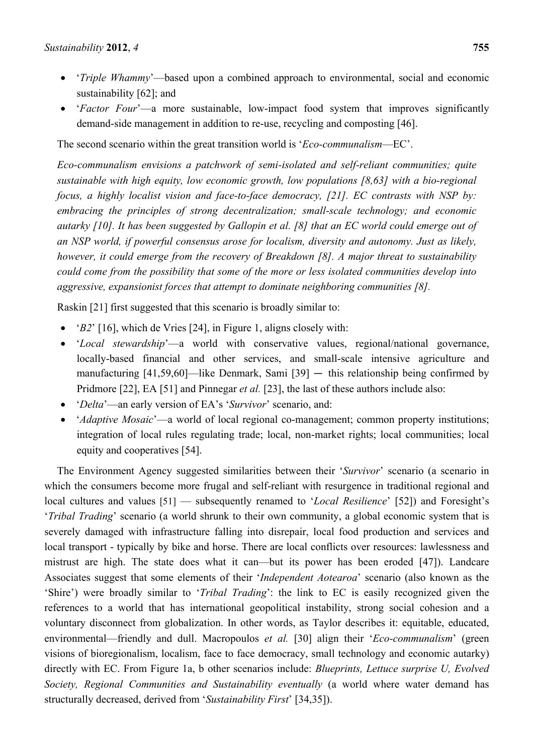- '*Triple Whammy*'—based upon a combined approach to environmental, social and economic sustainability [62]; and
- '*Factor Four*'—a more sustainable, low-impact food system that improves significantly demand-side management in addition to re-use, recycling and composting [46].

The second scenario within the great transition world is '*Eco-communalism*—EC'.

*Eco-communalism envisions a patchwork of semi-isolated and self-reliant communities; quite sustainable with high equity, low economic growth, low populations [8,63] with a bio-regional focus, a highly localist vision and face-to-face democracy, [21]. EC contrasts with NSP by: embracing the principles of strong decentralization; small-scale technology; and economic autarky [10]. It has been suggested by Gallopin et al. [8] that an EC world could emerge out of an NSP world, if powerful consensus arose for localism, diversity and autonomy. Just as likely, however, it could emerge from the recovery of Breakdown [8]. A major threat to sustainability could come from the possibility that some of the more or less isolated communities develop into aggressive, expansionist forces that attempt to dominate neighboring communities [8].*

Raskin [21] first suggested that this scenario is broadly similar to:

- '*B2*' [16], which de Vries [24], in Figure 1, aligns closely with:
- '*Local stewardship*'—a world with conservative values, regional/national governance, locally-based financial and other services, and small-scale intensive agriculture and manufacturing [41,59,60]—like Denmark, Sami [39] — this relationship being confirmed by Pridmore [22], EA [51] and Pinnegar *et al.* [23], the last of these authors include also:
- '*Delta*'—an early version of EA's '*Survivor*' scenario, and:
- '*Adaptive Mosaic*'—a world of local regional co-management; common property institutions; integration of local rules regulating trade; local, non-market rights; local communities; local equity and cooperatives [54].

The Environment Agency suggested similarities between their '*Survivor*' scenario (a scenario in which the consumers become more frugal and self-reliant with resurgence in traditional regional and local cultures and values [51] — subsequently renamed to '*Local Resilience*' [52]) and Foresight's '*Tribal Trading*' scenario (a world shrunk to their own community, a global economic system that is severely damaged with infrastructure falling into disrepair, local food production and services and local transport - typically by bike and horse. There are local conflicts over resources: lawlessness and mistrust are high. The state does what it can—but its power has been eroded [47]). Landcare Associates suggest that some elements of their '*Independent Aotearoa*' scenario (also known as the 'Shire') were broadly similar to '*Tribal Trading*': the link to EC is easily recognized given the references to a world that has international geopolitical instability, strong social cohesion and a voluntary disconnect from globalization. In other words, as Taylor describes it: equitable, educated, environmental—friendly and dull. Macropoulos *et al.* [30] align their '*Eco-communalism*' (green visions of bioregionalism, localism, face to face democracy, small technology and economic autarky) directly with EC. From Figure 1a, b other scenarios include: *Blueprints, Lettuce surprise U, Evolved Society, Regional Communities and Sustainability eventually* (a world where water demand has structurally decreased, derived from '*Sustainability First*' [34,35]).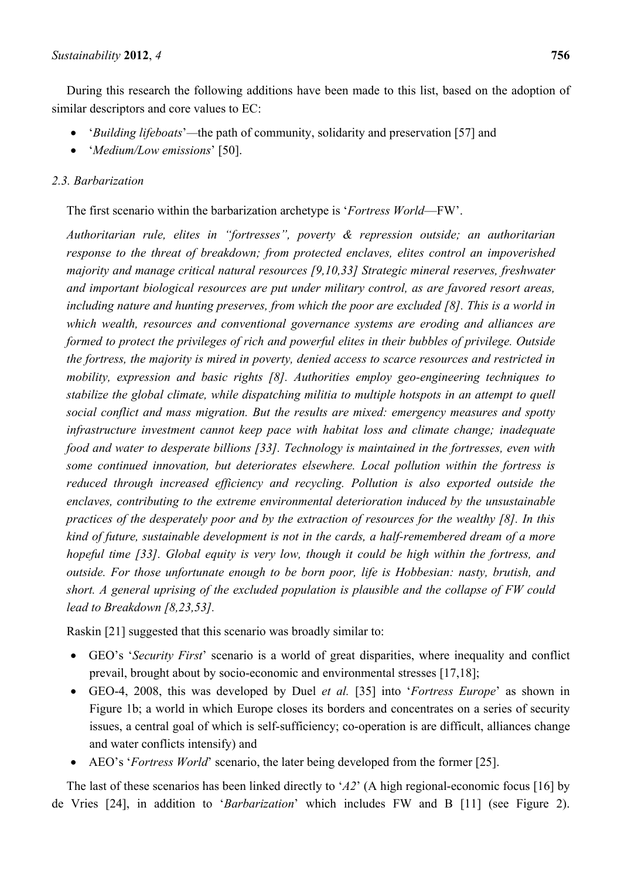During this research the following additions have been made to this list, based on the adoption of similar descriptors and core values to EC:

- '*Building lifeboats*'*—*the path of community, solidarity and preservation [57] and
- '*Medium/Low emissions*' [50].

### *2.3. Barbarization*

The first scenario within the barbarization archetype is '*Fortress World*—FW'.

*Authoritarian rule, elites in "fortresses", poverty & repression outside; an authoritarian response to the threat of breakdown; from protected enclaves, elites control an impoverished majority and manage critical natural resources [9,10,33] Strategic mineral reserves, freshwater and important biological resources are put under military control, as are favored resort areas, including nature and hunting preserves, from which the poor are excluded [8]. This is a world in which wealth, resources and conventional governance systems are eroding and alliances are formed to protect the privileges of rich and powerful elites in their bubbles of privilege. Outside the fortress, the majority is mired in poverty, denied access to scarce resources and restricted in mobility, expression and basic rights [8]. Authorities employ geo-engineering techniques to stabilize the global climate, while dispatching militia to multiple hotspots in an attempt to quell social conflict and mass migration. But the results are mixed: emergency measures and spotty infrastructure investment cannot keep pace with habitat loss and climate change; inadequate food and water to desperate billions [33]. Technology is maintained in the fortresses, even with some continued innovation, but deteriorates elsewhere. Local pollution within the fortress is reduced through increased efficiency and recycling. Pollution is also exported outside the enclaves, contributing to the extreme environmental deterioration induced by the unsustainable practices of the desperately poor and by the extraction of resources for the wealthy [8]. In this kind of future, sustainable development is not in the cards, a half-remembered dream of a more hopeful time [33]. Global equity is very low, though it could be high within the fortress, and outside. For those unfortunate enough to be born poor, life is Hobbesian: nasty, brutish, and short. A general uprising of the excluded population is plausible and the collapse of FW could lead to Breakdown [8,23,53].*

Raskin [21] suggested that this scenario was broadly similar to:

- GEO's '*Security First*' scenario is a world of great disparities, where inequality and conflict prevail, brought about by socio-economic and environmental stresses [17,18];
- GEO-4, 2008, this was developed by Duel *et al.* [35] into '*Fortress Europe*' as shown in Figure 1b; a world in which Europe closes its borders and concentrates on a series of security issues, a central goal of which is self-sufficiency; co-operation is are difficult, alliances change and water conflicts intensify) and
- AEO's '*Fortress World*' scenario, the later being developed from the former [25].

The last of these scenarios has been linked directly to '*A2*' (A high regional-economic focus [16] by de Vries [24], in addition to '*Barbarization*' which includes FW and B [11] (see Figure 2).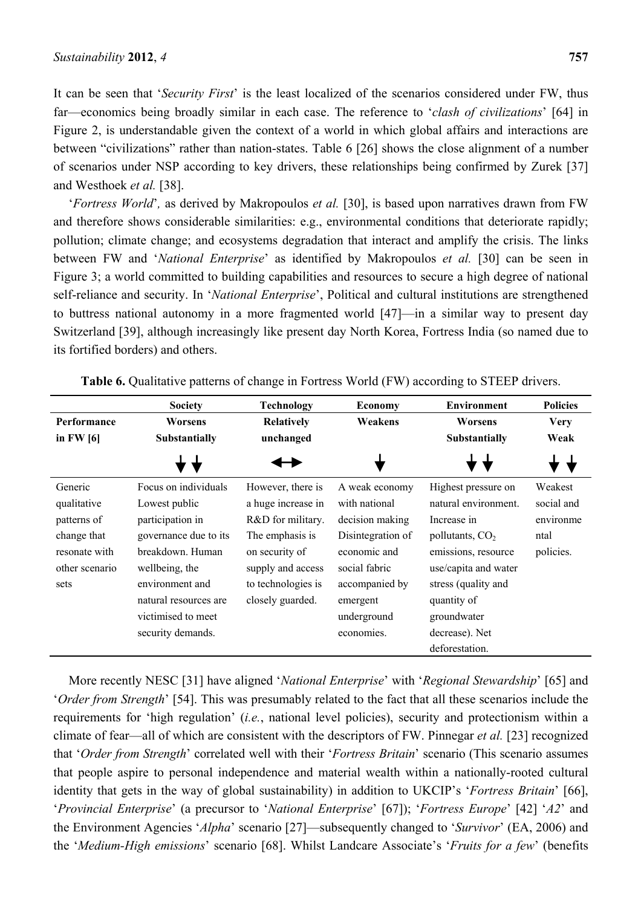It can be seen that '*Security First*' is the least localized of the scenarios considered under FW, thus far—economics being broadly similar in each case. The reference to '*clash of civilizations*' [64] in Figure 2, is understandable given the context of a world in which global affairs and interactions are between "civilizations" rather than nation-states. Table 6 [26] shows the close alignment of a number of scenarios under NSP according to key drivers, these relationships being confirmed by Zurek [37] and Westhoek *et al.* [38].

'*Fortress World*', as derived by Makropoulos *et al.* [30], is based upon narratives drawn from FW and therefore shows considerable similarities: e.g., environmental conditions that deteriorate rapidly; pollution; climate change; and ecosystems degradation that interact and amplify the crisis. The links between FW and '*National Enterprise*' as identified by Makropoulos *et al.* [30] can be seen in Figure 3; a world committed to building capabilities and resources to secure a high degree of national self-reliance and security. In '*National Enterprise*', Political and cultural institutions are strengthened to buttress national autonomy in a more fragmented world [47]—in a similar way to present day Switzerland [39], although increasingly like present day North Korea, Fortress India (so named due to its fortified borders) and others.

**Table 6.** Qualitative patterns of change in Fortress World (FW) according to STEEP drivers.

| | Society | Technology | Economy | Environment | Policies |
|---|---|---|---|---|---|
| **Performance in FW [6]** | **Worsens Substantially** ↓↓ | **Relatively unchanged** ↔ | **Weakens** ↓ | **Worsens Substantially** ↓↓ | **Very Weak** ↓↓ |
| Generic qualitative patterns of change that resonate with other scenario sets | Focus on individuals Lowest public participation in governance due to its breakdown. Human wellbeing, the environment and natural resources are victimised to meet security demands. | However, there is a huge increase in R&D for military. The emphasis is on security of supply and access to technologies is closely guarded. | A weak economy with national decision making Disintegration of economic and social fabric accompanied by emergent underground economies. | Highest pressure on natural environment. Increase in pollutants, $CO_2$ emissions, resource use/capita and water stress (quality and quantity of groundwater decrease). Net deforestation. | Weakest social and environmental policies. |

More recently NESC [31] have aligned '*National Enterprise*' with '*Regional Stewardship*' [65] and '*Order from Strength*' [54]. This was presumably related to the fact that all these scenarios include the requirements for 'high regulation' (*i.e.*, national level policies), security and protectionism within a climate of fear—all of which are consistent with the descriptors of FW. Pinnegar *et al.* [23] recognized that '*Order from Strength*' correlated well with their '*Fortress Britain*' scenario (This scenario assumes that people aspire to personal independence and material wealth within a nationally-rooted cultural identity that gets in the way of global sustainability) in addition to UKCIP's '*Fortress Britain*' [66], '*Provincial Enterprise*' (a precursor to '*National Enterprise*' [67]); '*Fortress Europe*' [42] '*A2*' and the Environment Agencies '*Alpha*' scenario [27]—subsequently changed to '*Survivor*' (EA, 2006) and the '*Medium-High emissions*' scenario [68]. Whilst Landcare Associate's '*Fruits for a few*' (benefits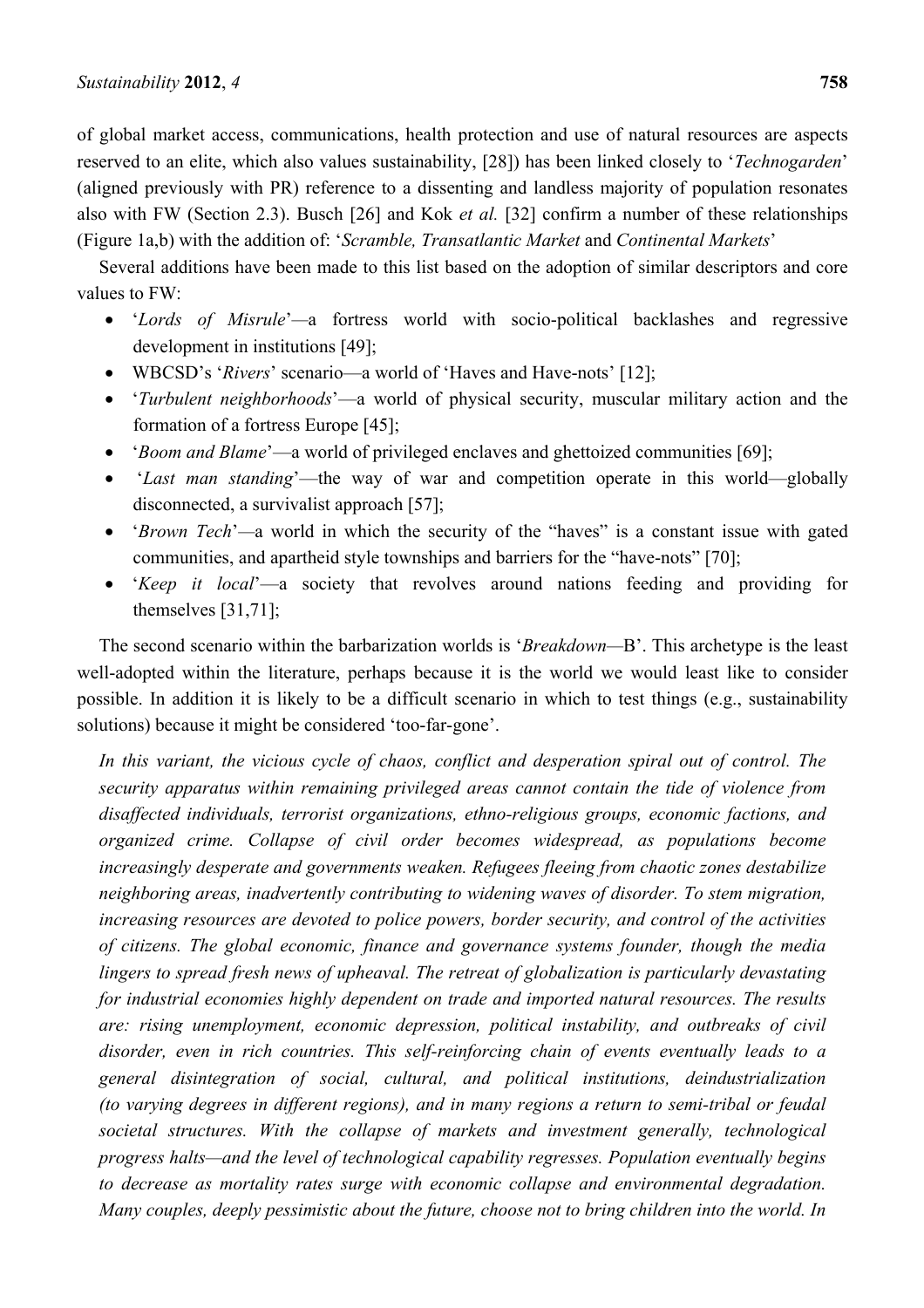of global market access, communications, health protection and use of natural resources are aspects reserved to an elite, which also values sustainability, [28]) has been linked closely to '*Technogarden*' (aligned previously with PR) reference to a dissenting and landless majority of population resonates also with FW (Section 2.3). Busch [26] and Kok *et al.* [32] confirm a number of these relationships (Figure 1a,b) with the addition of: '*Scramble, Transatlantic Market* and *Continental Markets*'

Several additions have been made to this list based on the adoption of similar descriptors and core values to FW:

- '*Lords of Misrule*'—a fortress world with socio-political backlashes and regressive development in institutions [49];
- WBCSD's '*Rivers*' scenario—a world of 'Haves and Have-nots' [12];
- '*Turbulent neighborhoods*'—a world of physical security, muscular military action and the formation of a fortress Europe [45];
- '*Boom and Blame*'—a world of privileged enclaves and ghettoized communities [69];
- '*Last man standing*'—the way of war and competition operate in this world—globally disconnected, a survivalist approach [57];
- '*Brown Tech*'—a world in which the security of the "haves" is a constant issue with gated communities, and apartheid style townships and barriers for the "have-nots" [70];
- '*Keep it local*'—a society that revolves around nations feeding and providing for themselves [31,71];

The second scenario within the barbarization worlds is '*Breakdown*—B'. This archetype is the least well-adopted within the literature, perhaps because it is the world we would least like to consider possible. In addition it is likely to be a difficult scenario in which to test things (e.g., sustainability solutions) because it might be considered 'too-far-gone'.

> *In this variant, the vicious cycle of chaos, conflict and desperation spiral out of control. The security apparatus within remaining privileged areas cannot contain the tide of violence from disaffected individuals, terrorist organizations, ethno-religious groups, economic factions, and organized crime. Collapse of civil order becomes widespread, as populations become increasingly desperate and governments weaken. Refugees fleeing from chaotic zones destabilize neighboring areas, inadvertently contributing to widening waves of disorder. To stem migration, increasing resources are devoted to police powers, border security, and control of the activities of citizens. The global economic, finance and governance systems founder, though the media lingers to spread fresh news of upheaval. The retreat of globalization is particularly devastating for industrial economies highly dependent on trade and imported natural resources. The results are: rising unemployment, economic depression, political instability, and outbreaks of civil disorder, even in rich countries. This self-reinforcing chain of events eventually leads to a general disintegration of social, cultural, and political institutions, deindustrialization (to varying degrees in different regions), and in many regions a return to semi-tribal or feudal societal structures. With the collapse of markets and investment generally, technological progress halts—and the level of technological capability regresses. Population eventually begins to decrease as mortality rates surge with economic collapse and environmental degradation. Many couples, deeply pessimistic about the future, choose not to bring children into the world. In*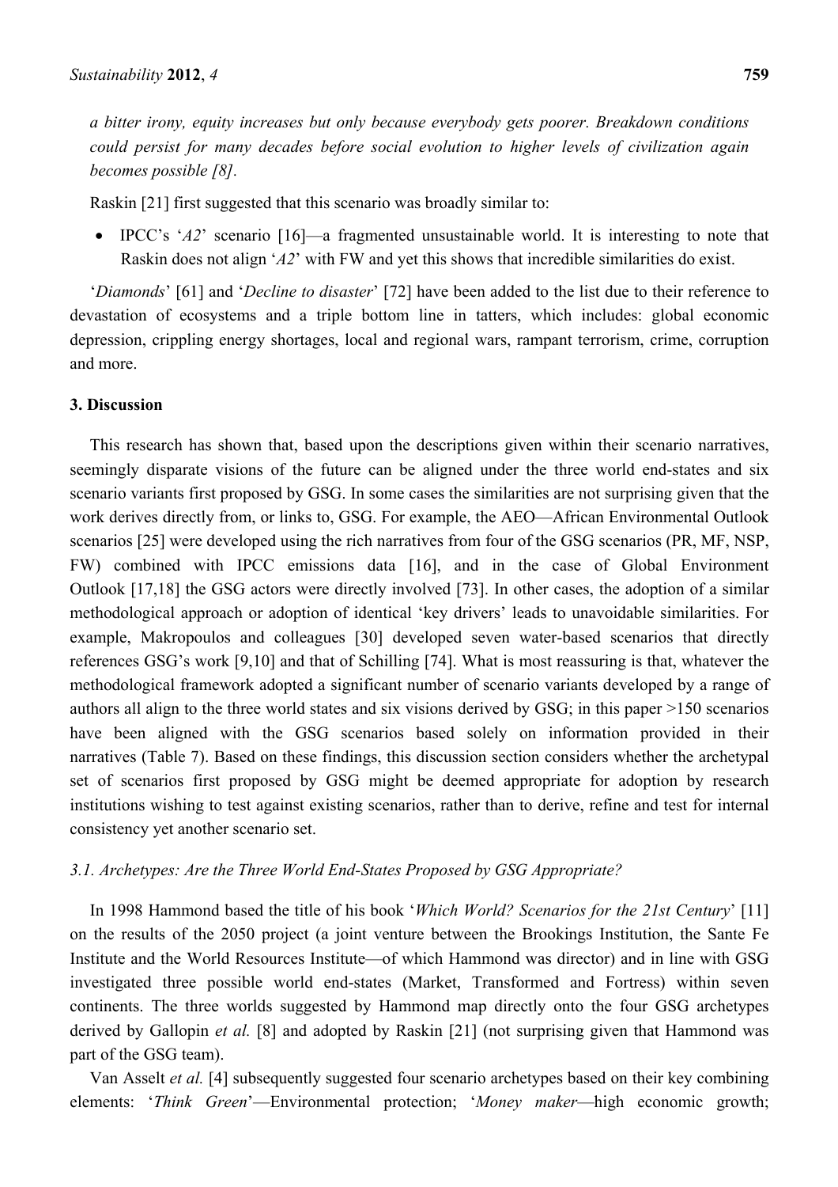*a bitter irony, equity increases but only because everybody gets poorer. Breakdown conditions could persist for many decades before social evolution to higher levels of civilization again becomes possible [8].*

Raskin [21] first suggested that this scenario was broadly similar to:

- IPCC's '*A2*' scenario [16]—a fragmented unsustainable world. It is interesting to note that Raskin does not align '*A2*' with FW and yet this shows that incredible similarities do exist.

'*Diamonds*' [61] and '*Decline to disaster*' [72] have been added to the list due to their reference to devastation of ecosystems and a triple bottom line in tatters, which includes: global economic depression, crippling energy shortages, local and regional wars, rampant terrorism, crime, corruption and more.

## 3. Discussion

This research has shown that, based upon the descriptions given within their scenario narratives, seemingly disparate visions of the future can be aligned under the three world end-states and six scenario variants first proposed by GSG. In some cases the similarities are not surprising given that the work derives directly from, or links to, GSG. For example, the AEO—African Environmental Outlook scenarios [25] were developed using the rich narratives from four of the GSG scenarios (PR, MF, NSP, FW) combined with IPCC emissions data [16], and in the case of Global Environment Outlook [17,18] the GSG actors were directly involved [73]. In other cases, the adoption of a similar methodological approach or adoption of identical 'key drivers' leads to unavoidable similarities. For example, Makropoulos and colleagues [30] developed seven water-based scenarios that directly references GSG's work [9,10] and that of Schilling [74]. What is most reassuring is that, whatever the methodological framework adopted a significant number of scenario variants developed by a range of authors all align to the three world states and six visions derived by GSG; in this paper >150 scenarios have been aligned with the GSG scenarios based solely on information provided in their narratives (Table 7). Based on these findings, this discussion section considers whether the archetypal set of scenarios first proposed by GSG might be deemed appropriate for adoption by research institutions wishing to test against existing scenarios, rather than to derive, refine and test for internal consistency yet another scenario set.

### *3.1. Archetypes: Are the Three World End-States Proposed by GSG Appropriate?*

In 1998 Hammond based the title of his book '*Which World? Scenarios for the 21st Century*' [11] on the results of the 2050 project (a joint venture between the Brookings Institution, the Sante Fe Institute and the World Resources Institute—of which Hammond was director) and in line with GSG investigated three possible world end-states (Market, Transformed and Fortress) within seven continents. The three worlds suggested by Hammond map directly onto the four GSG archetypes derived by Gallopin *et al.* [8] and adopted by Raskin [21] (not surprising given that Hammond was part of the GSG team).

Van Asselt *et al.* [4] subsequently suggested four scenario archetypes based on their key combining elements: '*Think Green*'—Environmental protection; '*Money maker*—high economic growth;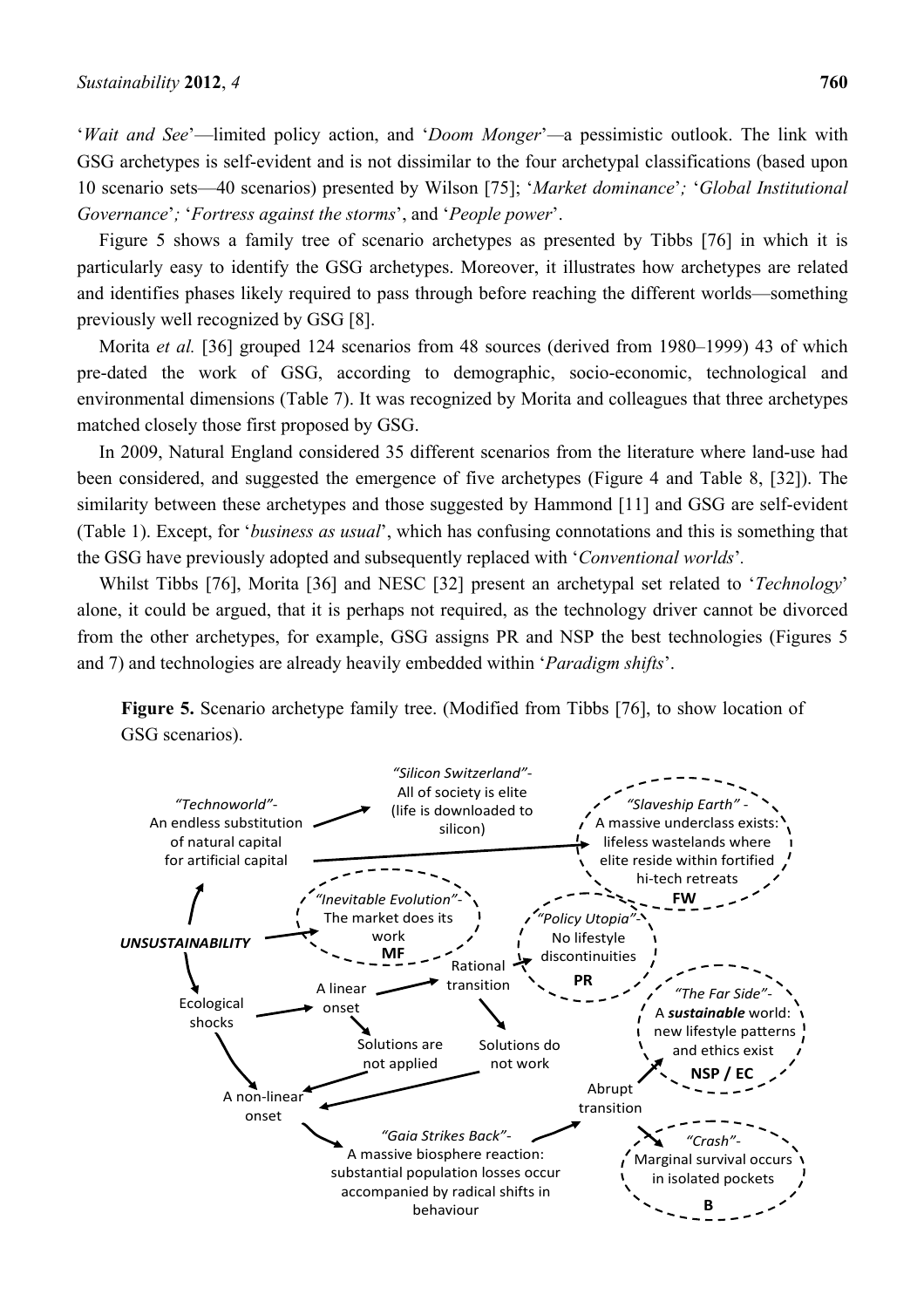'*Wait and See*'—limited policy action, and '*Doom Monger*'—a pessimistic outlook. The link with GSG archetypes is self-evident and is not dissimilar to the four archetypal classifications (based upon 10 scenario sets—40 scenarios) presented by Wilson [75]; '*Market dominance*'; '*Global Institutional Governance*'; '*Fortress against the storms*', and '*People power*'.

Figure 5 shows a family tree of scenario archetypes as presented by Tibbs [76] in which it is particularly easy to identify the GSG archetypes. Moreover, it illustrates how archetypes are related and identifies phases likely required to pass through before reaching the different worlds—something previously well recognized by GSG [8].

Morita *et al.* [36] grouped 124 scenarios from 48 sources (derived from 1980–1999) 43 of which pre-dated the work of GSG, according to demographic, socio-economic, technological and environmental dimensions (Table 7). It was recognized by Morita and colleagues that three archetypes matched closely those first proposed by GSG.

In 2009, Natural England considered 35 different scenarios from the literature where land-use had been considered, and suggested the emergence of five archetypes (Figure 4 and Table 8, [32]). The similarity between these archetypes and those suggested by Hammond [11] and GSG are self-evident (Table 1). Except, for '*business as usual*', which has confusing connotations and this is something that the GSG have previously adopted and subsequently replaced with '*Conventional worlds*'.

Whilst Tibbs [76], Morita [36] and NESC [32] present an archetypal set related to '*Technology*' alone, it could be argued, that it is perhaps not required, as the technology driver cannot be divorced from the other archetypes, for example, GSG assigns PR and NSP the best technologies (Figures 5 and 7) and technologies are already heavily embedded within '*Paradigm shifts*'.

**Figure 5.** Scenario archetype family tree. (Modified from Tibbs [76], to show location of GSG scenarios).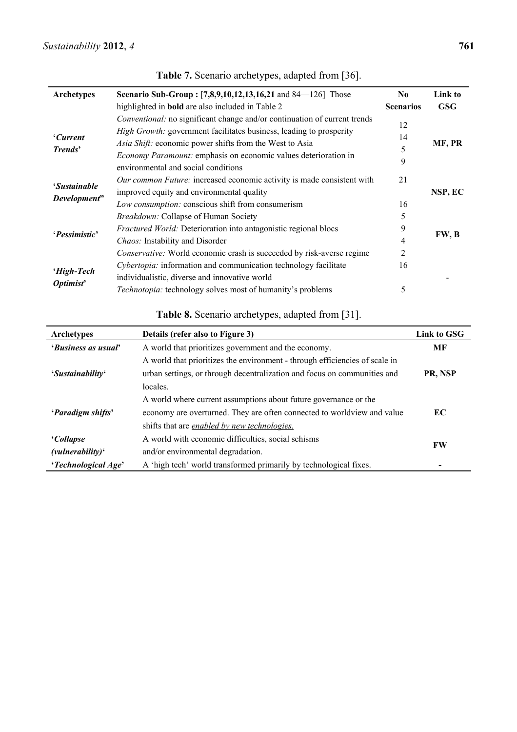**Table 7.** Scenario archetypes, adapted from [36].

| Archetypes | Scenario Sub-Group : [**7,8,9,10,12,13,16,21** and 84—126] Those highlighted in **bold** are also included in Table 2 | No Scenarios | Link to GSG |
|---|---|---|---|
| ***'Current Trends'*** | *Conventional:* no significant change and/or continuation of current trends | 12 | **MF, PR** |
| | *High Growth:* government facilitates business, leading to prosperity | 14 | |
| | *Asia Shift:* economic power shifts from the West to Asia | 5 | |
| | *Economy Paramount:* emphasis on economic values deterioration in environmental and social conditions | 9 | |
| ***'Sustainable Development'*** | *Our common Future:* increased economic activity is made consistent with improved equity and environmental quality | 21 | **NSP, EC** |
| | *Low consumption:* conscious shift from consumerism | 16 | |
| ***'Pessimistic'*** | *Breakdown:* Collapse of Human Society | 5 | **FW, B** |
| | *Fractured World:* Deterioration into antagonistic regional blocs | 9 | |
| | *Chaos:* Instability and Disorder | 4 | |
| | *Conservative:* World economic crash is succeeded by risk-averse regime | 2 | |
| ***'High-Tech Optimist'*** | *Cybertopia:* information and communication technology facilitate individualistic, diverse and innovative world | 16 | - |
| | *Technotopia:* technology solves most of humanity's problems | 5 | |

**Table 8.** Scenario archetypes, adapted from [31].

| Archetypes | Details (refer also to Figure 3) | Link to GSG |
|---|---|---|
| ***'Business as usual'*** | A world that prioritizes government and the economy. | **MF** |
| ***'Sustainability'*** | A world that prioritizes the environment - through efficiencies of scale in urban settings, or through decentralization and focus on communities and locales. | **PR, NSP** |
| ***'Paradigm shifts'*** | A world where current assumptions about future governance or the economy are overturned. They are often connected to worldview and value shifts that are *enabled by new technologies.* | **EC** |
| ***'Collapse (vulnerability)'*** | A world with economic difficulties, social schisms and/or environmental degradation. | **FW** |
| ***'Technological Age'*** | A 'high tech' world transformed primarily by technological fixes. | **-** |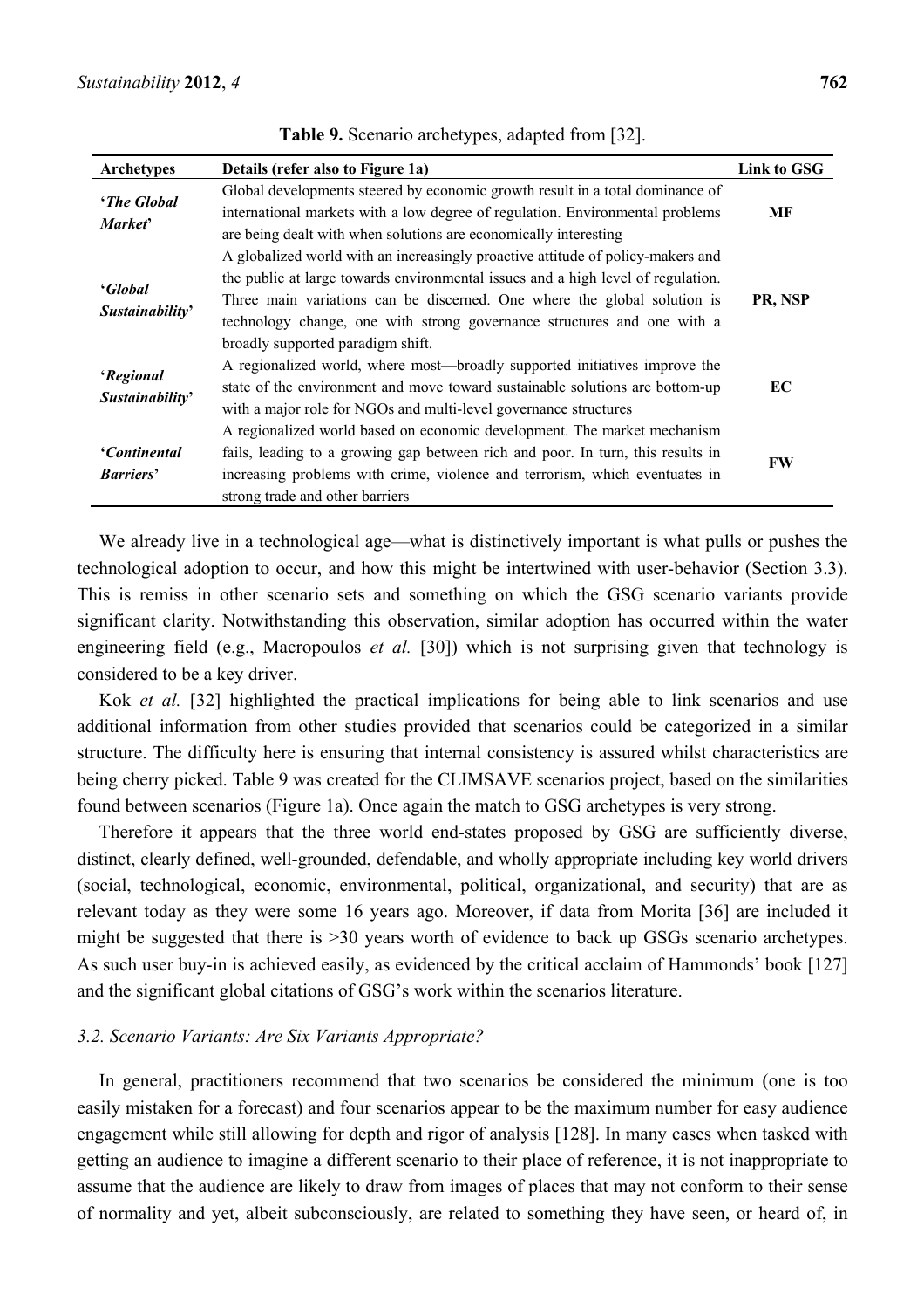**Table 9.** Scenario archetypes, adapted from [32].

| Archetypes | Details (refer also to Figure 1a) | Link to GSG |
|---|---|---|
| '*The Global Market*' | Global developments steered by economic growth result in a total dominance of international markets with a low degree of regulation. Environmental problems are being dealt with when solutions are economically interesting | **MF** |
| '*Global Sustainability*' | A globalized world with an increasingly proactive attitude of policy-makers and the public at large towards environmental issues and a high level of regulation. Three main variations can be discerned. One where the global solution is technology change, one with strong governance structures and one with a broadly supported paradigm shift. | **PR, NSP** |
| '*Regional Sustainability*' | A regionalized world, where most—broadly supported initiatives improve the state of the environment and move toward sustainable solutions are bottom-up with a major role for NGOs and multi-level governance structures | **EC** |
| '*Continental Barriers*' | A regionalized world based on economic development. The market mechanism fails, leading to a growing gap between rich and poor. In turn, this results in increasing problems with crime, violence and terrorism, which eventuates in strong trade and other barriers | **FW** |

We already live in a technological age—what is distinctively important is what pulls or pushes the technological adoption to occur, and how this might be intertwined with user-behavior (Section 3.3). This is remiss in other scenario sets and something on which the GSG scenario variants provide significant clarity. Notwithstanding this observation, similar adoption has occurred within the water engineering field (e.g., Macropoulos *et al.* [30]) which is not surprising given that technology is considered to be a key driver.

Kok *et al.* [32] highlighted the practical implications for being able to link scenarios and use additional information from other studies provided that scenarios could be categorized in a similar structure. The difficulty here is ensuring that internal consistency is assured whilst characteristics are being cherry picked. Table 9 was created for the CLIMSAVE scenarios project, based on the similarities found between scenarios (Figure 1a). Once again the match to GSG archetypes is very strong.

Therefore it appears that the three world end-states proposed by GSG are sufficiently diverse, distinct, clearly defined, well-grounded, defendable, and wholly appropriate including key world drivers (social, technological, economic, environmental, political, organizational, and security) that are as relevant today as they were some 16 years ago. Moreover, if data from Morita [36] are included it might be suggested that there is >30 years worth of evidence to back up GSGs scenario archetypes. As such user buy-in is achieved easily, as evidenced by the critical acclaim of Hammonds' book [127] and the significant global citations of GSG's work within the scenarios literature.

### *3.2. Scenario Variants: Are Six Variants Appropriate?*

In general, practitioners recommend that two scenarios be considered the minimum (one is too easily mistaken for a forecast) and four scenarios appear to be the maximum number for easy audience engagement while still allowing for depth and rigor of analysis [128]. In many cases when tasked with getting an audience to imagine a different scenario to their place of reference, it is not inappropriate to assume that the audience are likely to draw from images of places that may not conform to their sense of normality and yet, albeit subconsciously, are related to something they have seen, or heard of, in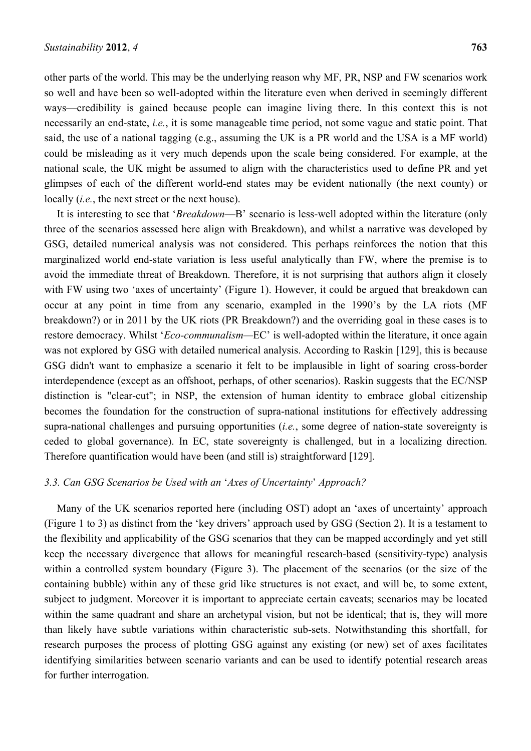other parts of the world. This may be the underlying reason why MF, PR, NSP and FW scenarios work so well and have been so well-adopted within the literature even when derived in seemingly different ways—credibility is gained because people can imagine living there. In this context this is not necessarily an end-state, *i.e.*, it is some manageable time period, not some vague and static point. That said, the use of a national tagging (e.g., assuming the UK is a PR world and the USA is a MF world) could be misleading as it very much depends upon the scale being considered. For example, at the national scale, the UK might be assumed to align with the characteristics used to define PR and yet glimpses of each of the different world-end states may be evident nationally (the next county) or locally (*i.e.*, the next street or the next house).

It is interesting to see that '*Breakdown*—B' scenario is less-well adopted within the literature (only three of the scenarios assessed here align with Breakdown), and whilst a narrative was developed by GSG, detailed numerical analysis was not considered. This perhaps reinforces the notion that this marginalized world end-state variation is less useful analytically than FW, where the premise is to avoid the immediate threat of Breakdown. Therefore, it is not surprising that authors align it closely with FW using two 'axes of uncertainty' (Figure 1). However, it could be argued that breakdown can occur at any point in time from any scenario, exampled in the 1990's by the LA riots (MF breakdown?) or in 2011 by the UK riots (PR Breakdown?) and the overriding goal in these cases is to restore democracy. Whilst '*Eco-communalism*—EC' is well-adopted within the literature, it once again was not explored by GSG with detailed numerical analysis. According to Raskin [129], this is because GSG didn't want to emphasize a scenario it felt to be implausible in light of soaring cross-border interdependence (except as an offshoot, perhaps, of other scenarios). Raskin suggests that the EC/NSP distinction is "clear-cut"; in NSP, the extension of human identity to embrace global citizenship becomes the foundation for the construction of supra-national institutions for effectively addressing supra-national challenges and pursuing opportunities (*i.e.*, some degree of nation-state sovereignty is ceded to global governance). In EC, state sovereignty is challenged, but in a localizing direction. Therefore quantification would have been (and still is) straightforward [129].

### *3.3. Can GSG Scenarios be Used with an 'Axes of Uncertainty' Approach?*

Many of the UK scenarios reported here (including OST) adopt an 'axes of uncertainty' approach (Figure 1 to 3) as distinct from the 'key drivers' approach used by GSG (Section 2). It is a testament to the flexibility and applicability of the GSG scenarios that they can be mapped accordingly and yet still keep the necessary divergence that allows for meaningful research-based (sensitivity-type) analysis within a controlled system boundary (Figure 3). The placement of the scenarios (or the size of the containing bubble) within any of these grid like structures is not exact, and will be, to some extent, subject to judgment. Moreover it is important to appreciate certain caveats; scenarios may be located within the same quadrant and share an archetypal vision, but not be identical; that is, they will more than likely have subtle variations within characteristic sub-sets. Notwithstanding this shortfall, for research purposes the process of plotting GSG against any existing (or new) set of axes facilitates identifying similarities between scenario variants and can be used to identify potential research areas for further interrogation.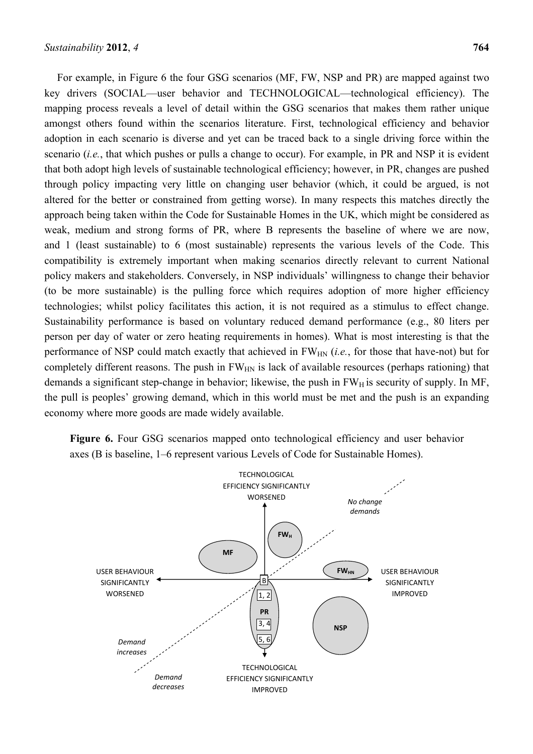For example, in Figure 6 the four GSG scenarios (MF, FW, NSP and PR) are mapped against two key drivers (SOCIAL—user behavior and TECHNOLOGICAL—technological efficiency). The mapping process reveals a level of detail within the GSG scenarios that makes them rather unique amongst others found within the scenarios literature. First, technological efficiency and behavior adoption in each scenario is diverse and yet can be traced back to a single driving force within the scenario (*i.e.*, that which pushes or pulls a change to occur). For example, in PR and NSP it is evident that both adopt high levels of sustainable technological efficiency; however, in PR, changes are pushed through policy impacting very little on changing user behavior (which, it could be argued, is not altered for the better or constrained from getting worse). In many respects this matches directly the approach being taken within the Code for Sustainable Homes in the UK, which might be considered as weak, medium and strong forms of PR, where B represents the baseline of where we are now, and 1 (least sustainable) to 6 (most sustainable) represents the various levels of the Code. This compatibility is extremely important when making scenarios directly relevant to current National policy makers and stakeholders. Conversely, in NSP individuals' willingness to change their behavior (to be more sustainable) is the pulling force which requires adoption of more higher efficiency technologies; whilst policy facilitates this action, it is not required as a stimulus to effect change. Sustainability performance is based on voluntary reduced demand performance (e.g., 80 liters per person per day of water or zero heating requirements in homes). What is most interesting is that the performance of NSP could match exactly that achieved in $FW_{HN}$ (*i.e.*, for those that have-not) but for completely different reasons. The push in $FW_{HN}$ is lack of available resources (perhaps rationing) that demands a significant step-change in behavior; likewise, the push in $FW_H$ is security of supply. In MF, the pull is peoples' growing demand, which in this world must be met and the push is an expanding economy where more goods are made widely available.

**Figure 6.** Four GSG scenarios mapped onto technological efficiency and user behavior axes (B is baseline, 1–6 represent various Levels of Code for Sustainable Homes).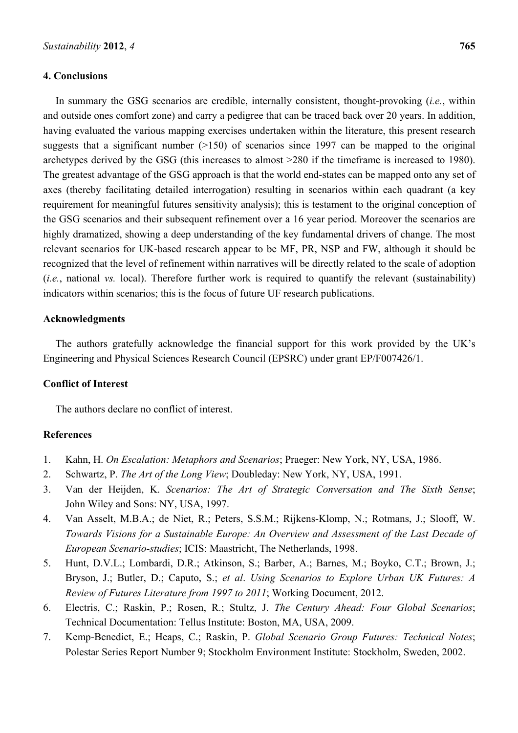## 4. Conclusions

In summary the GSG scenarios are credible, internally consistent, thought-provoking (*i.e.*, within and outside ones comfort zone) and carry a pedigree that can be traced back over 20 years. In addition, having evaluated the various mapping exercises undertaken within the literature, this present research suggests that a significant number (>150) of scenarios since 1997 can be mapped to the original archetypes derived by the GSG (this increases to almost >280 if the timeframe is increased to 1980). The greatest advantage of the GSG approach is that the world end-states can be mapped onto any set of axes (thereby facilitating detailed interrogation) resulting in scenarios within each quadrant (a key requirement for meaningful futures sensitivity analysis); this is testament to the original conception of the GSG scenarios and their subsequent refinement over a 16 year period. Moreover the scenarios are highly dramatized, showing a deep understanding of the key fundamental drivers of change. The most relevant scenarios for UK-based research appear to be MF, PR, NSP and FW, although it should be recognized that the level of refinement within narratives will be directly related to the scale of adoption (*i.e.*, national *vs.* local). Therefore further work is required to quantify the relevant (sustainability) indicators within scenarios; this is the focus of future UF research publications.

## Acknowledgments

The authors gratefully acknowledge the financial support for this work provided by the UK's Engineering and Physical Sciences Research Council (EPSRC) under grant EP/F007426/1.

## Conflict of Interest

The authors declare no conflict of interest.

## References

1. Kahn, H. *On Escalation: Metaphors and Scenarios*; Praeger: New York, NY, USA, 1986.
2. Schwartz, P. *The Art of the Long View*; Doubleday: New York, NY, USA, 1991.
3. Van der Heijden, K. *Scenarios: The Art of Strategic Conversation and The Sixth Sense*; John Wiley and Sons: NY, USA, 1997.
4. Van Asselt, M.B.A.; de Niet, R.; Peters, S.S.M.; Rijkens-Klomp, N.; Rotmans, J.; Slooff, W. *Towards Visions for a Sustainable Europe: An Overview and Assessment of the Last Decade of European Scenario-studies*; ICIS: Maastricht, The Netherlands, 1998.
5. Hunt, D.V.L.; Lombardi, D.R.; Atkinson, S.; Barber, A.; Barnes, M.; Boyko, C.T.; Brown, J.; Bryson, J.; Butler, D.; Caputo, S.; *et al*. *Using Scenarios to Explore Urban UK Futures: A Review of Futures Literature from 1997 to 2011*; Working Document, 2012.
6. Electris, C.; Raskin, P.; Rosen, R.; Stultz, J. *The Century Ahead: Four Global Scenarios*; Technical Documentation: Tellus Institute: Boston, MA, USA, 2009.
7. Kemp-Benedict, E.; Heaps, C.; Raskin, P. *Global Scenario Group Futures: Technical Notes*; Polestar Series Report Number 9; Stockholm Environment Institute: Stockholm, Sweden, 2002.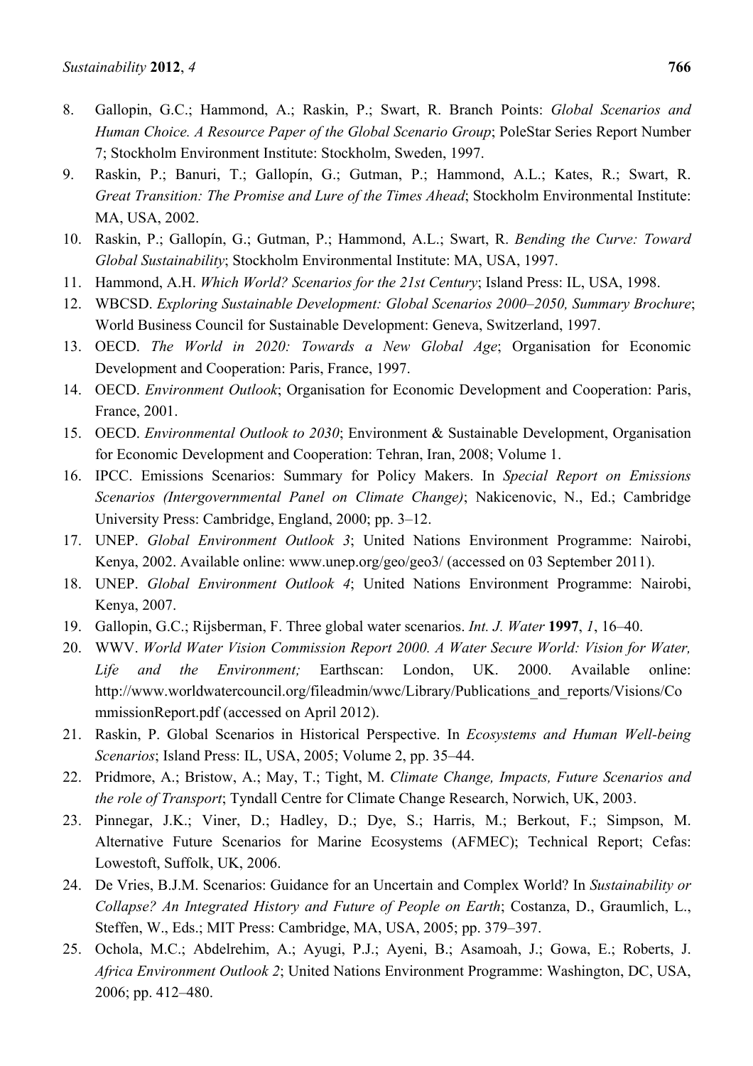8. Gallopin, G.C.; Hammond, A.; Raskin, P.; Swart, R. Branch Points: *Global Scenarios and Human Choice. A Resource Paper of the Global Scenario Group*; PoleStar Series Report Number 7; Stockholm Environment Institute: Stockholm, Sweden, 1997.
9. Raskin, P.; Banuri, T.; Gallopín, G.; Gutman, P.; Hammond, A.L.; Kates, R.; Swart, R. *Great Transition: The Promise and Lure of the Times Ahead*; Stockholm Environmental Institute: MA, USA, 2002.
10. Raskin, P.; Gallopín, G.; Gutman, P.; Hammond, A.L.; Swart, R. *Bending the Curve: Toward Global Sustainability*; Stockholm Environmental Institute: MA, USA, 1997.
11. Hammond, A.H. *Which World? Scenarios for the 21st Century*; Island Press: IL, USA, 1998.
12. WBCSD. *Exploring Sustainable Development: Global Scenarios 2000–2050, Summary Brochure*; World Business Council for Sustainable Development: Geneva, Switzerland, 1997.
13. OECD. *The World in 2020: Towards a New Global Age*; Organisation for Economic Development and Cooperation: Paris, France, 1997.
14. OECD. *Environment Outlook*; Organisation for Economic Development and Cooperation: Paris, France, 2001.
15. OECD. *Environmental Outlook to 2030*; Environment & Sustainable Development, Organisation for Economic Development and Cooperation: Tehran, Iran, 2008; Volume 1.
16. IPCC. Emissions Scenarios: Summary for Policy Makers. In *Special Report on Emissions Scenarios (Intergovernmental Panel on Climate Change)*; Nakicenovic, N., Ed.; Cambridge University Press: Cambridge, England, 2000; pp. 3–12.
17. UNEP. *Global Environment Outlook 3*; United Nations Environment Programme: Nairobi, Kenya, 2002. Available online: www.unep.org/geo/geo3/ (accessed on 03 September 2011).
18. UNEP. *Global Environment Outlook 4*; United Nations Environment Programme: Nairobi, Kenya, 2007.
19. Gallopin, G.C.; Rijsberman, F. Three global water scenarios. *Int. J. Water* **1997**, *1*, 16–40.
20. WWV. *World Water Vision Commission Report 2000. A Water Secure World: Vision for Water, Life and the Environment;* Earthscan: London, UK. 2000. Available online: http://www.worldwatercouncil.org/fileadmin/wwc/Library/Publications_and_reports/Visions/CommissionReport.pdf (accessed on April 2012).
21. Raskin, P. Global Scenarios in Historical Perspective. In *Ecosystems and Human Well-being Scenarios*; Island Press: IL, USA, 2005; Volume 2, pp. 35–44.
22. Pridmore, A.; Bristow, A.; May, T.; Tight, M. *Climate Change, Impacts, Future Scenarios and the role of Transport*; Tyndall Centre for Climate Change Research, Norwich, UK, 2003.
23. Pinnegar, J.K.; Viner, D.; Hadley, D.; Dye, S.; Harris, M.; Berkout, F.; Simpson, M. Alternative Future Scenarios for Marine Ecosystems (AFMEC); Technical Report; Cefas: Lowestoft, Suffolk, UK, 2006.
24. De Vries, B.J.M. Scenarios: Guidance for an Uncertain and Complex World? In *Sustainability or Collapse? An Integrated History and Future of People on Earth*; Costanza, D., Graumlich, L., Steffen, W., Eds.; MIT Press: Cambridge, MA, USA, 2005; pp. 379–397.
25. Ochola, M.C.; Abdelrehim, A.; Ayugi, P.J.; Ayeni, B.; Asamoah, J.; Gowa, E.; Roberts, J. *Africa Environment Outlook 2*; United Nations Environment Programme: Washington, DC, USA, 2006; pp. 412–480.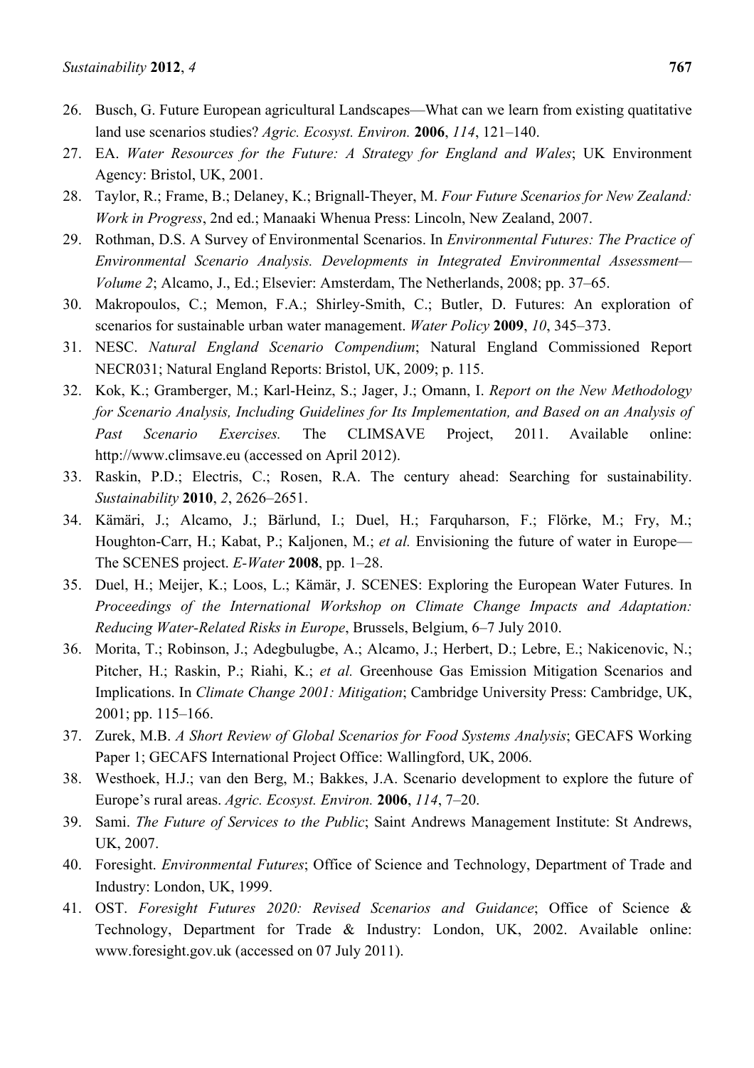26. Busch, G. Future European agricultural Landscapes—What can we learn from existing quatitative land use scenarios studies? *Agric. Ecosyst. Environ.* **2006**, *114*, 121–140.
27. EA. *Water Resources for the Future: A Strategy for England and Wales*; UK Environment Agency: Bristol, UK, 2001.
28. Taylor, R.; Frame, B.; Delaney, K.; Brignall-Theyer, M. *Four Future Scenarios for New Zealand: Work in Progress*, 2nd ed.; Manaaki Whenua Press: Lincoln, New Zealand, 2007.
29. Rothman, D.S. A Survey of Environmental Scenarios. In *Environmental Futures: The Practice of Environmental Scenario Analysis. Developments in Integrated Environmental Assessment—Volume 2*; Alcamo, J., Ed.; Elsevier: Amsterdam, The Netherlands, 2008; pp. 37–65.
30. Makropoulos, C.; Memon, F.A.; Shirley-Smith, C.; Butler, D. Futures: An exploration of scenarios for sustainable urban water management. *Water Policy* **2009**, *10*, 345–373.
31. NESC. *Natural England Scenario Compendium*; Natural England Commissioned Report NECR031; Natural England Reports: Bristol, UK, 2009; p. 115.
32. Kok, K.; Gramberger, M.; Karl-Heinz, S.; Jager, J.; Omann, I. *Report on the New Methodology for Scenario Analysis, Including Guidelines for Its Implementation, and Based on an Analysis of Past Scenario Exercises.* The CLIMSAVE Project, 2011. Available online: http://www.climsave.eu (accessed on April 2012).
33. Raskin, P.D.; Electris, C.; Rosen, R.A. The century ahead: Searching for sustainability. *Sustainability* **2010**, *2*, 2626–2651.
34. Kämäri, J.; Alcamo, J.; Bärlund, I.; Duel, H.; Farquharson, F.; Flörke, M.; Fry, M.; Houghton-Carr, H.; Kabat, P.; Kaljonen, M.; *et al.* Envisioning the future of water in Europe—The SCENES project. *E-Water* **2008**, pp. 1–28.
35. Duel, H.; Meijer, K.; Loos, L.; Kämär, J. SCENES: Exploring the European Water Futures. In *Proceedings of the International Workshop on Climate Change Impacts and Adaptation: Reducing Water-Related Risks in Europe*, Brussels, Belgium, 6–7 July 2010.
36. Morita, T.; Robinson, J.; Adegbulugbe, A.; Alcamo, J.; Herbert, D.; Lebre, E.; Nakicenovic, N.; Pitcher, H.; Raskin, P.; Riahi, K.; *et al.* Greenhouse Gas Emission Mitigation Scenarios and Implications. In *Climate Change 2001: Mitigation*; Cambridge University Press: Cambridge, UK, 2001; pp. 115–166.
37. Zurek, M.B. *A Short Review of Global Scenarios for Food Systems Analysis*; GECAFS Working Paper 1; GECAFS International Project Office: Wallingford, UK, 2006.
38. Westhoek, H.J.; van den Berg, M.; Bakkes, J.A. Scenario development to explore the future of Europe's rural areas. *Agric. Ecosyst. Environ.* **2006**, *114*, 7–20.
39. Sami. *The Future of Services to the Public*; Saint Andrews Management Institute: St Andrews, UK, 2007.
40. Foresight. *Environmental Futures*; Office of Science and Technology, Department of Trade and Industry: London, UK, 1999.
41. OST. *Foresight Futures 2020: Revised Scenarios and Guidance*; Office of Science & Technology, Department for Trade & Industry: London, UK, 2002. Available online: www.foresight.gov.uk (accessed on 07 July 2011).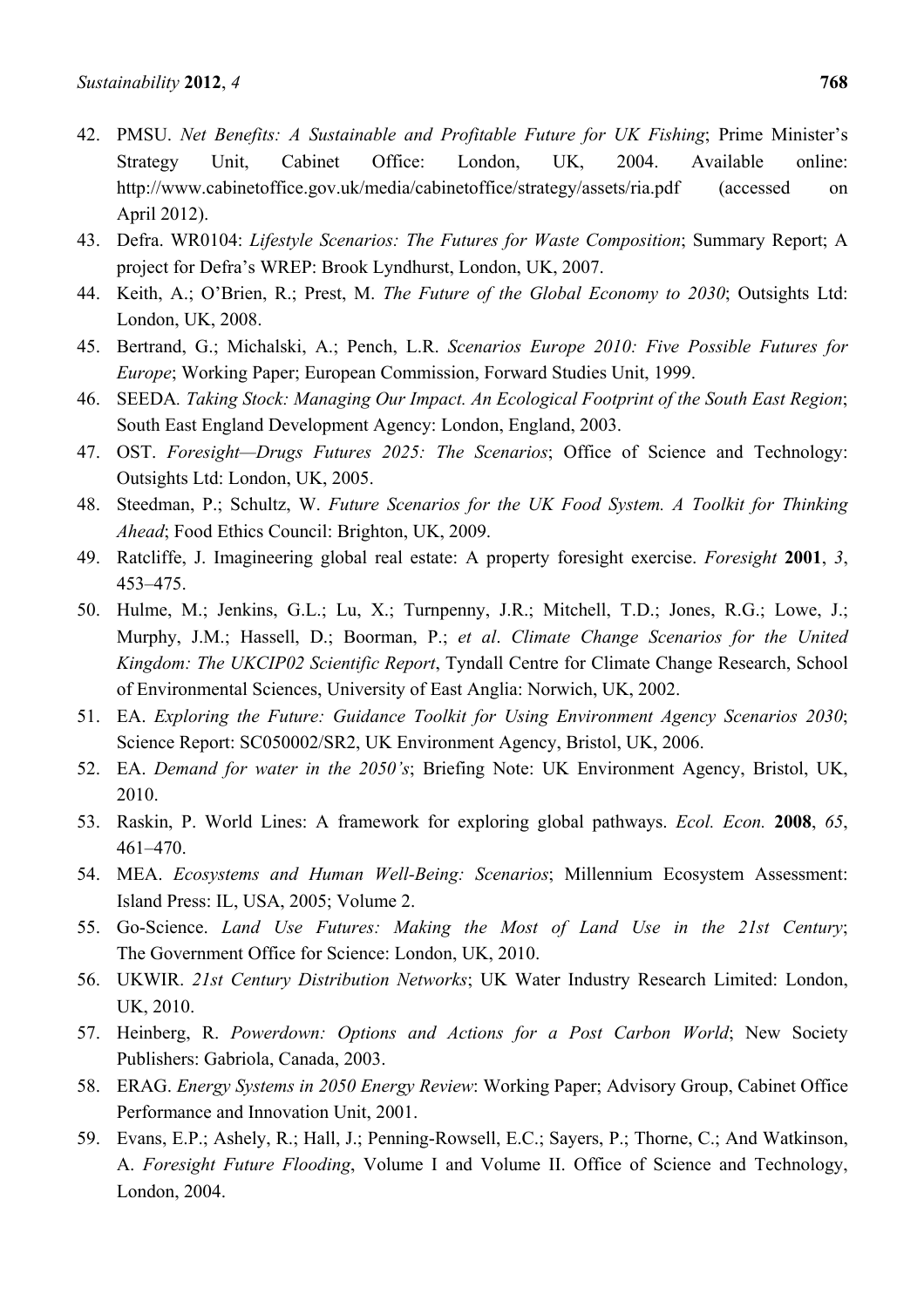42. PMSU. *Net Benefits: A Sustainable and Profitable Future for UK Fishing*; Prime Minister's Strategy Unit, Cabinet Office: London, UK, 2004. Available online: http://www.cabinetoffice.gov.uk/media/cabinetoffice/strategy/assets/ria.pdf (accessed on April 2012).
43. Defra. WR0104: *Lifestyle Scenarios: The Futures for Waste Composition*; Summary Report; A project for Defra's WREP: Brook Lyndhurst, London, UK, 2007.
44. Keith, A.; O'Brien, R.; Prest, M. *The Future of the Global Economy to 2030*; Outsights Ltd: London, UK, 2008.
45. Bertrand, G.; Michalski, A.; Pench, L.R. *Scenarios Europe 2010: Five Possible Futures for Europe*; Working Paper; European Commission, Forward Studies Unit, 1999.
46. SEEDA. *Taking Stock: Managing Our Impact. An Ecological Footprint of the South East Region*; South East England Development Agency: London, England, 2003.
47. OST. *Foresight—Drugs Futures 2025: The Scenarios*; Office of Science and Technology: Outsights Ltd: London, UK, 2005.
48. Steedman, P.; Schultz, W. *Future Scenarios for the UK Food System. A Toolkit for Thinking Ahead*; Food Ethics Council: Brighton, UK, 2009.
49. Ratcliffe, J. Imagineering global real estate: A property foresight exercise. *Foresight* **2001**, *3*, 453–475.
50. Hulme, M.; Jenkins, G.L.; Lu, X.; Turnpenny, J.R.; Mitchell, T.D.; Jones, R.G.; Lowe, J.; Murphy, J.M.; Hassell, D.; Boorman, P.; *et al*. *Climate Change Scenarios for the United Kingdom: The UKCIP02 Scientific Report*, Tyndall Centre for Climate Change Research, School of Environmental Sciences, University of East Anglia: Norwich, UK, 2002.
51. EA. *Exploring the Future: Guidance Toolkit for Using Environment Agency Scenarios 2030*; Science Report: SC050002/SR2, UK Environment Agency, Bristol, UK, 2006.
52. EA. *Demand for water in the 2050's*; Briefing Note: UK Environment Agency, Bristol, UK, 2010.
53. Raskin, P. World Lines: A framework for exploring global pathways. *Ecol. Econ.* **2008**, *65*, 461–470.
54. MEA. *Ecosystems and Human Well-Being: Scenarios*; Millennium Ecosystem Assessment: Island Press: IL, USA, 2005; Volume 2.
55. Go-Science. *Land Use Futures: Making the Most of Land Use in the 21st Century*; The Government Office for Science: London, UK, 2010.
56. UKWIR. *21st Century Distribution Networks*; UK Water Industry Research Limited: London, UK, 2010.
57. Heinberg, R. *Powerdown: Options and Actions for a Post Carbon World*; New Society Publishers: Gabriola, Canada, 2003.
58. ERAG. *Energy Systems in 2050 Energy Review*: Working Paper; Advisory Group, Cabinet Office Performance and Innovation Unit, 2001.
59. Evans, E.P.; Ashely, R.; Hall, J.; Penning-Rowsell, E.C.; Sayers, P.; Thorne, C.; And Watkinson, A. *Foresight Future Flooding*, Volume I and Volume II. Office of Science and Technology, London, 2004.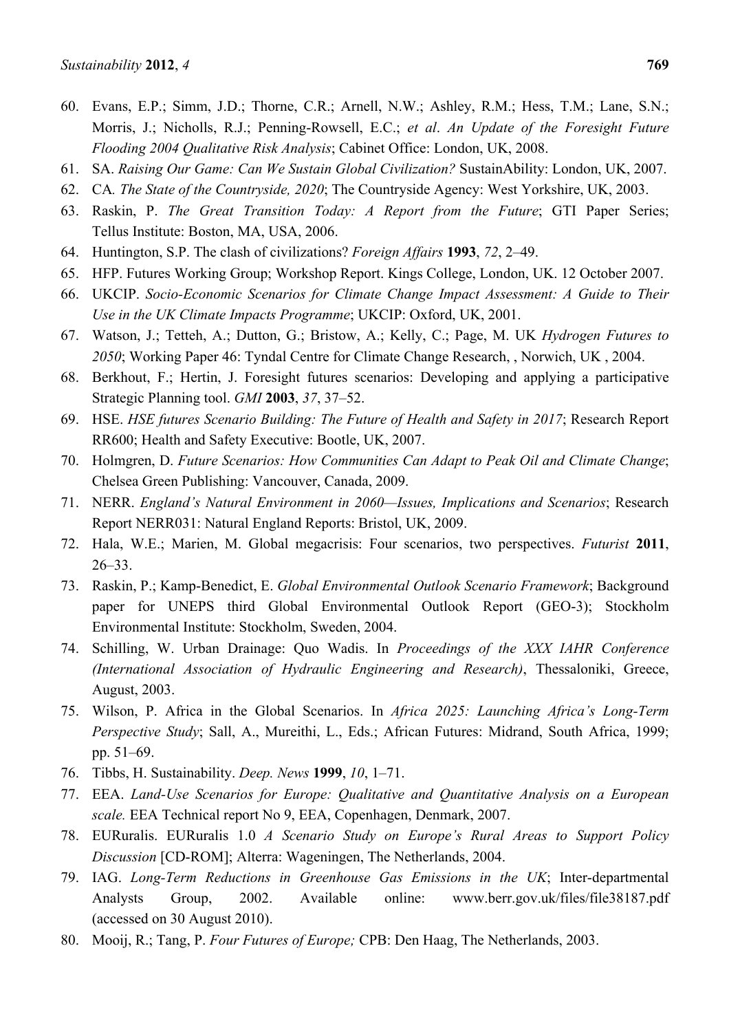60. Evans, E.P.; Simm, J.D.; Thorne, C.R.; Arnell, N.W.; Ashley, R.M.; Hess, T.M.; Lane, S.N.; Morris, J.; Nicholls, R.J.; Penning-Rowsell, E.C.; *et al*. *An Update of the Foresight Future Flooding 2004 Qualitative Risk Analysis*; Cabinet Office: London, UK, 2008.
61. SA. *Raising Our Game: Can We Sustain Global Civilization?* SustainAbility: London, UK, 2007.
62. CA*. The State of the Countryside, 2020*; The Countryside Agency: West Yorkshire, UK, 2003.
63. Raskin, P. *The Great Transition Today: A Report from the Future*; GTI Paper Series; Tellus Institute: Boston, MA, USA, 2006.
64. Huntington, S.P. The clash of civilizations? *Foreign Affairs* **1993**, *72*, 2–49.
65. HFP. Futures Working Group; Workshop Report. Kings College, London, UK. 12 October 2007.
66. UKCIP. *Socio-Economic Scenarios for Climate Change Impact Assessment: A Guide to Their Use in the UK Climate Impacts Programme*; UKCIP: Oxford, UK, 2001.
67. Watson, J.; Tetteh, A.; Dutton, G.; Bristow, A.; Kelly, C.; Page, M. UK *Hydrogen Futures to 2050*; Working Paper 46: Tyndal Centre for Climate Change Research, , Norwich, UK , 2004.
68. Berkhout, F.; Hertin, J. Foresight futures scenarios: Developing and applying a participative Strategic Planning tool. *GMI* **2003**, *37*, 37–52.
69. HSE. *HSE futures Scenario Building: The Future of Health and Safety in 2017*; Research Report RR600; Health and Safety Executive: Bootle, UK, 2007.
70. Holmgren, D. *Future Scenarios: How Communities Can Adapt to Peak Oil and Climate Change*; Chelsea Green Publishing: Vancouver, Canada, 2009.
71. NERR. *England's Natural Environment in 2060—Issues, Implications and Scenarios*; Research Report NERR031: Natural England Reports: Bristol, UK, 2009.
72. Hala, W.E.; Marien, M. Global megacrisis: Four scenarios, two perspectives. *Futurist* **2011**, 26–33.
73. Raskin, P.; Kamp-Benedict, E. *Global Environmental Outlook Scenario Framework*; Background paper for UNEPS third Global Environmental Outlook Report (GEO-3); Stockholm Environmental Institute: Stockholm, Sweden, 2004.
74. Schilling, W. Urban Drainage: Quo Wadis. In *Proceedings of the XXX IAHR Conference (International Association of Hydraulic Engineering and Research)*, Thessaloniki, Greece, August, 2003.
75. Wilson, P. Africa in the Global Scenarios. In *Africa 2025: Launching Africa's Long-Term Perspective Study*; Sall, A., Mureithi, L., Eds.; African Futures: Midrand, South Africa, 1999; pp. 51–69.
76. Tibbs, H. Sustainability. *Deep. News* **1999**, *10*, 1–71.
77. EEA. *Land-Use Scenarios for Europe: Qualitative and Quantitative Analysis on a European scale.* EEA Technical report No 9, EEA, Copenhagen, Denmark, 2007.
78. EURuralis. EURuralis 1.0 *A Scenario Study on Europe's Rural Areas to Support Policy Discussion* [CD-ROM]; Alterra: Wageningen, The Netherlands, 2004.
79. IAG. *Long-Term Reductions in Greenhouse Gas Emissions in the UK*; Inter-departmental Analysts Group, 2002. Available online: www.berr.gov.uk/files/file38187.pdf (accessed on 30 August 2010).
80. Mooij, R.; Tang, P. *Four Futures of Europe;* CPB: Den Haag, The Netherlands, 2003.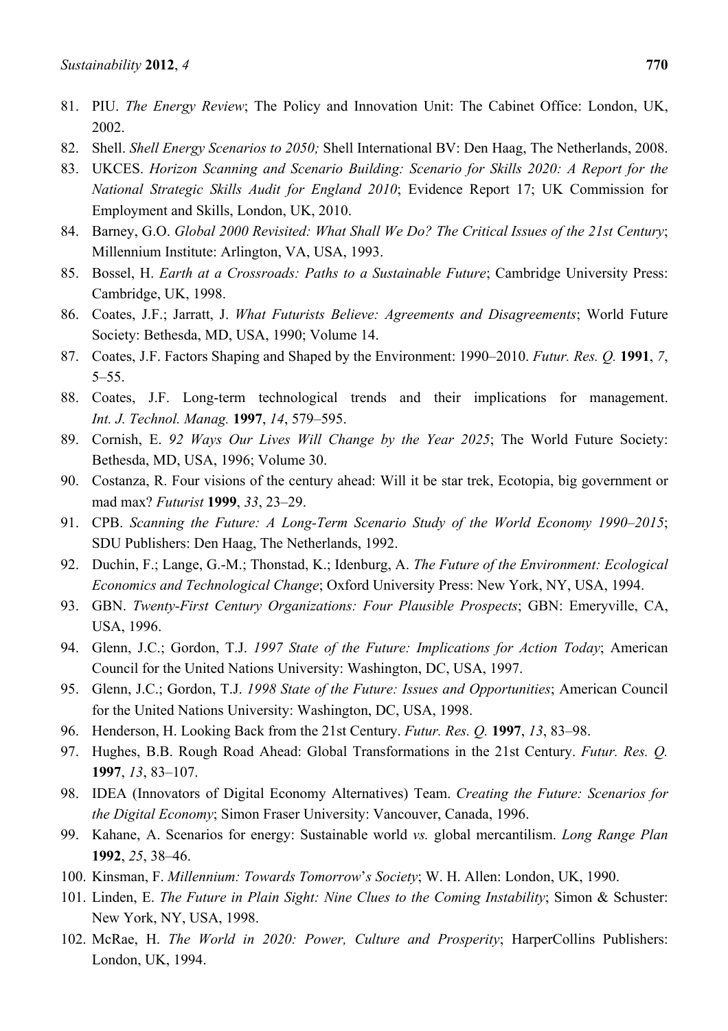81. PIU. *The Energy Review*; The Policy and Innovation Unit: The Cabinet Office: London, UK, 2002.
82. Shell. *Shell Energy Scenarios to 2050;* Shell International BV: Den Haag, The Netherlands, 2008.
83. UKCES. *Horizon Scanning and Scenario Building: Scenario for Skills 2020: A Report for the National Strategic Skills Audit for England 2010*; Evidence Report 17; UK Commission for Employment and Skills, London, UK, 2010.
84. Barney, G.O. *Global 2000 Revisited: What Shall We Do? The Critical Issues of the 21st Century*; Millennium Institute: Arlington, VA, USA, 1993.
85. Bossel, H. *Earth at a Crossroads: Paths to a Sustainable Future*; Cambridge University Press: Cambridge, UK, 1998.
86. Coates, J.F.; Jarratt, J. *What Futurists Believe: Agreements and Disagreements*; World Future Society: Bethesda, MD, USA, 1990; Volume 14.
87. Coates, J.F. Factors Shaping and Shaped by the Environment: 1990–2010. *Futur. Res. Q.* **1991**, *7*, 5–55.
88. Coates, J.F. Long-term technological trends and their implications for management. *Int. J. Technol. Manag.* **1997**, *14*, 579–595.
89. Cornish, E. *92 Ways Our Lives Will Change by the Year 2025*; The World Future Society: Bethesda, MD, USA, 1996; Volume 30.
90. Costanza, R. Four visions of the century ahead: Will it be star trek, Ecotopia, big government or mad max? *Futurist* **1999**, *33*, 23–29.
91. CPB. *Scanning the Future: A Long-Term Scenario Study of the World Economy 1990–2015*; SDU Publishers: Den Haag, The Netherlands, 1992.
92. Duchin, F.; Lange, G.-M.; Thonstad, K.; Idenburg, A. *The Future of the Environment: Ecological Economics and Technological Change*; Oxford University Press: New York, NY, USA, 1994.
93. GBN. *Twenty-First Century Organizations: Four Plausible Prospects*; GBN: Emeryville, CA, USA, 1996.
94. Glenn, J.C.; Gordon, T.J. *1997 State of the Future: Implications for Action Today*; American Council for the United Nations University: Washington, DC, USA, 1997.
95. Glenn, J.C.; Gordon, T.J. *1998 State of the Future: Issues and Opportunities*; American Council for the United Nations University: Washington, DC, USA, 1998.
96. Henderson, H. Looking Back from the 21st Century. *Futur. Res. Q.* **1997**, *13*, 83–98.
97. Hughes, B.B. Rough Road Ahead: Global Transformations in the 21st Century. *Futur. Res. Q.* **1997**, *13*, 83–107.
98. IDEA (Innovators of Digital Economy Alternatives) Team. *Creating the Future: Scenarios for the Digital Economy*; Simon Fraser University: Vancouver, Canada, 1996.
99. Kahane, A. Scenarios for energy: Sustainable world *vs.* global mercantilism. *Long Range Plan* **1992**, *25*, 38–46.
100. Kinsman, F. *Millennium: Towards Tomorrow's Society*; W. H. Allen: London, UK, 1990.
101. Linden, E. *The Future in Plain Sight: Nine Clues to the Coming Instability*; Simon & Schuster: New York, NY, USA, 1998.
102. McRae, H. *The World in 2020: Power, Culture and Prosperity*; HarperCollins Publishers: London, UK, 1994.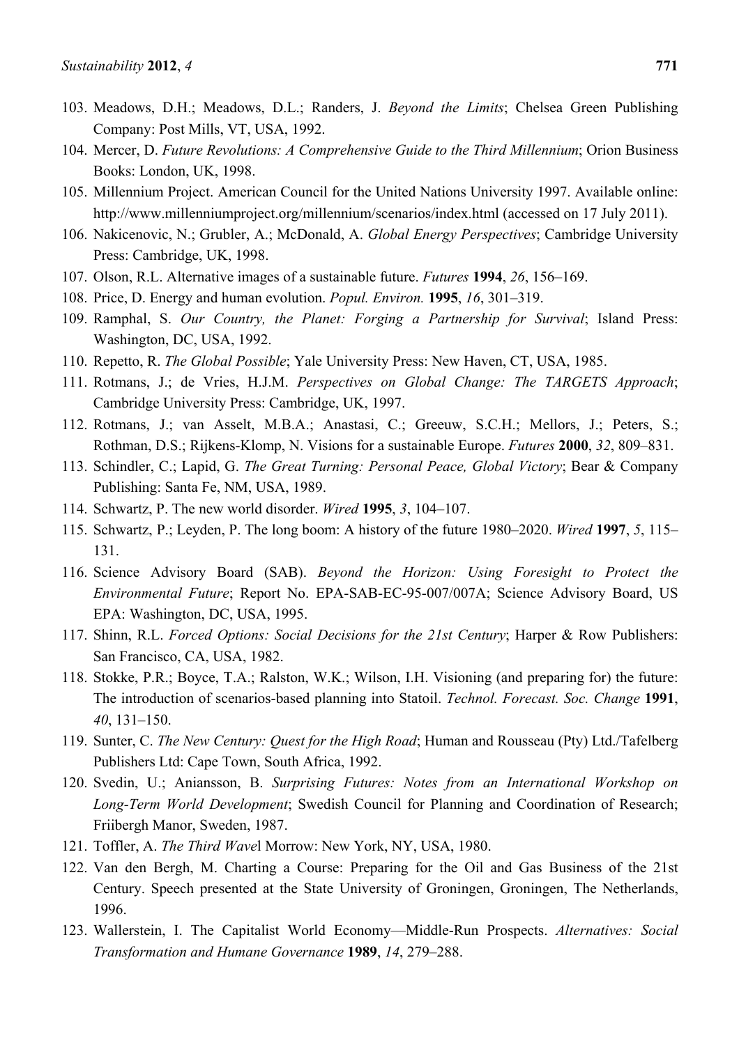103. Meadows, D.H.; Meadows, D.L.; Randers, J. *Beyond the Limits*; Chelsea Green Publishing Company: Post Mills, VT, USA, 1992.
104. Mercer, D. *Future Revolutions: A Comprehensive Guide to the Third Millennium*; Orion Business Books: London, UK, 1998.
105. Millennium Project. American Council for the United Nations University 1997. Available online: http://www.millenniumproject.org/millennium/scenarios/index.html (accessed on 17 July 2011).
106. Nakicenovic, N.; Grubler, A.; McDonald, A. *Global Energy Perspectives*; Cambridge University Press: Cambridge, UK, 1998.
107. Olson, R.L. Alternative images of a sustainable future. *Futures* **1994**, *26*, 156–169.
108. Price, D. Energy and human evolution. *Popul. Environ.* **1995**, *16*, 301–319.
109. Ramphal, S. *Our Country, the Planet: Forging a Partnership for Survival*; Island Press: Washington, DC, USA, 1992.
110. Repetto, R. *The Global Possible*; Yale University Press: New Haven, CT, USA, 1985.
111. Rotmans, J.; de Vries, H.J.M. *Perspectives on Global Change: The TARGETS Approach*; Cambridge University Press: Cambridge, UK, 1997.
112. Rotmans, J.; van Asselt, M.B.A.; Anastasi, C.; Greeuw, S.C.H.; Mellors, J.; Peters, S.; Rothman, D.S.; Rijkens-Klomp, N. Visions for a sustainable Europe. *Futures* **2000**, *32*, 809–831.
113. Schindler, C.; Lapid, G. *The Great Turning: Personal Peace, Global Victory*; Bear & Company Publishing: Santa Fe, NM, USA, 1989.
114. Schwartz, P. The new world disorder. *Wired* **1995**, *3*, 104–107.
115. Schwartz, P.; Leyden, P. The long boom: A history of the future 1980–2020. *Wired* **1997**, *5*, 115–131.
116. Science Advisory Board (SAB). *Beyond the Horizon: Using Foresight to Protect the Environmental Future*; Report No. EPA-SAB-EC-95-007/007A; Science Advisory Board, US EPA: Washington, DC, USA, 1995.
117. Shinn, R.L. *Forced Options: Social Decisions for the 21st Century*; Harper & Row Publishers: San Francisco, CA, USA, 1982.
118. Stokke, P.R.; Boyce, T.A.; Ralston, W.K.; Wilson, I.H. Visioning (and preparing for) the future: The introduction of scenarios-based planning into Statoil. *Technol. Forecast. Soc. Change* **1991**, *40*, 131–150.
119. Sunter, C. *The New Century: Quest for the High Road*; Human and Rousseau (Pty) Ltd./Tafelberg Publishers Ltd: Cape Town, South Africa, 1992.
120. Svedin, U.; Aniansson, B. *Surprising Futures: Notes from an International Workshop on Long-Term World Development*; Swedish Council for Planning and Coordination of Research; Friibergh Manor, Sweden, 1987.
121. Toffler, A. *The Third Wave*l Morrow: New York, NY, USA, 1980.
122. Van den Bergh, M. Charting a Course: Preparing for the Oil and Gas Business of the 21st Century. Speech presented at the State University of Groningen, Groningen, The Netherlands, 1996.
123. Wallerstein, I. The Capitalist World Economy—Middle-Run Prospects. *Alternatives: Social Transformation and Humane Governance* **1989**, *14*, 279–288.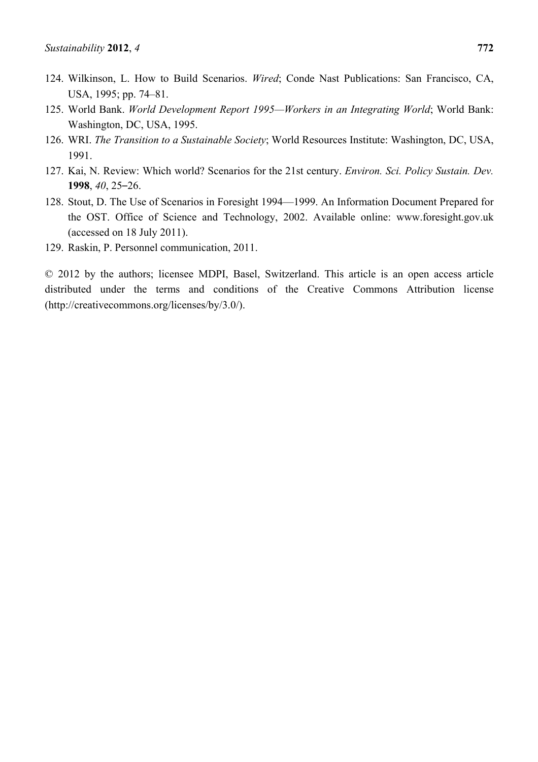124. Wilkinson, L. How to Build Scenarios. *Wired*; Conde Nast Publications: San Francisco, CA, USA, 1995; pp. 74–81.
125. World Bank. *World Development Report 1995—Workers in an Integrating World*; World Bank: Washington, DC, USA, 1995.
126. WRI. *The Transition to a Sustainable Society*; World Resources Institute: Washington, DC, USA, 1991.
127. Kai, N. Review: Which world? Scenarios for the 21st century. *Environ. Sci. Policy Sustain. Dev.* **1998**, *40*, 25‒26.
128. Stout, D. The Use of Scenarios in Foresight 1994—1999. An Information Document Prepared for the OST. Office of Science and Technology, 2002. Available online: www.foresight.gov.uk (accessed on 18 July 2011).
129. Raskin, P. Personnel communication, 2011.

© 2012 by the authors; licensee MDPI, Basel, Switzerland. This article is an open access article distributed under the terms and conditions of the Creative Commons Attribution license (http://creativecommons.org/licenses/by/3.0/).